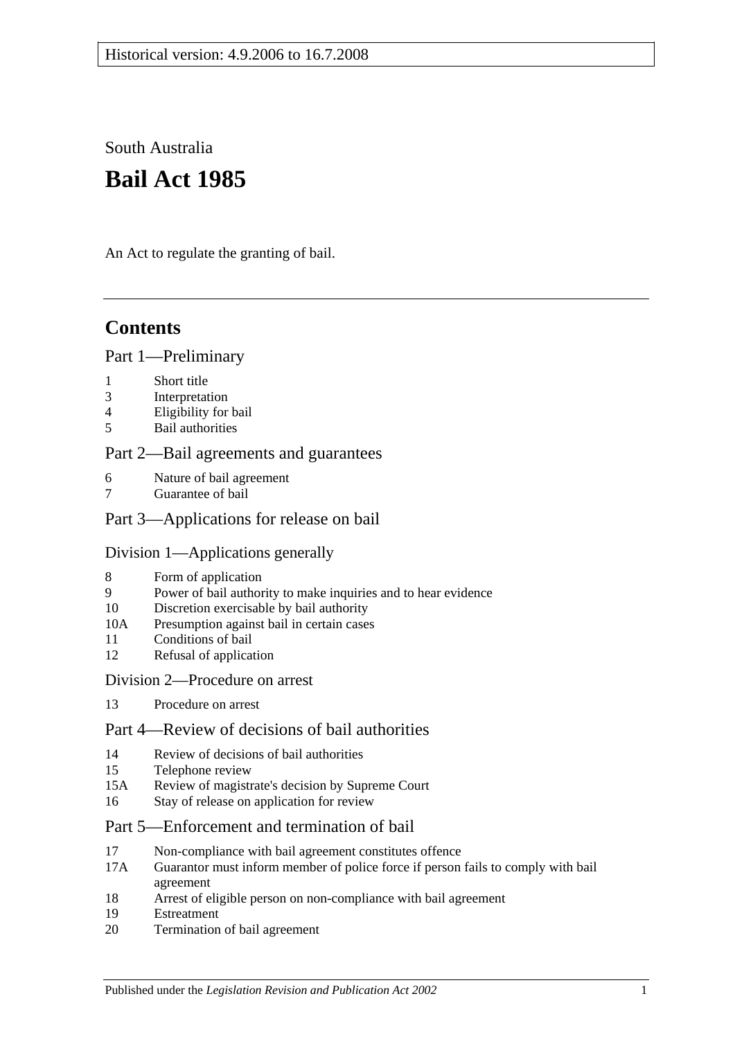Historical version: 4.9.2006 to 16.7.2008

South Australia

# Bail Act 1985

An Act to regulate the granting of bail.

## Contents

### Part 1—Preliminary

1 Short title
3 Interpretation
4 Eligibility for bail
5 Bail authorities

### Part 2—Bail agreements and guarantees

6 Nature of bail agreement
7 Guarantee of bail

### Part 3—Applications for release on bail

#### Division 1—Applications generally

8 Form of application
9 Power of bail authority to make inquiries and to hear evidence
10 Discretion exercisable by bail authority
10A Presumption against bail in certain cases
11 Conditions of bail
12 Refusal of application

#### Division 2—Procedure on arrest

13 Procedure on arrest

### Part 4—Review of decisions of bail authorities

14 Review of decisions of bail authorities
15 Telephone review
15A Review of magistrate's decision by Supreme Court
16 Stay of release on application for review

### Part 5—Enforcement and termination of bail

17 Non-compliance with bail agreement constitutes offence
17A Guarantor must inform member of police force if person fails to comply with bail agreement
18 Arrest of eligible person on non-compliance with bail agreement
19 Estreatment
20 Termination of bail agreement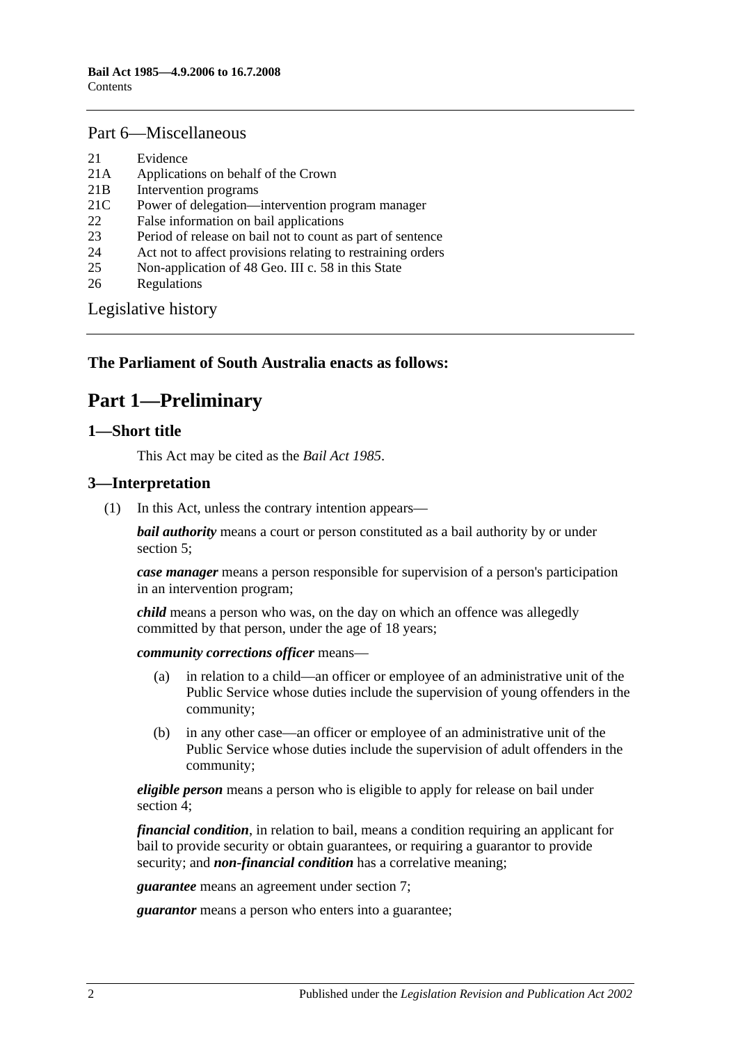## Part 6—Miscellaneous

21 Evidence
21A Applications on behalf of the Crown
21B Intervention programs
21C Power of delegation—intervention program manager
22 False information on bail applications
23 Period of release on bail not to count as part of sentence
24 Act not to affect provisions relating to restraining orders
25 Non-application of 48 Geo. III c. 58 in this State
26 Regulations

Legislative history

**The Parliament of South Australia enacts as follows:**

# Part 1—Preliminary

## 1—Short title

This Act may be cited as the *Bail Act 1985*.

## 3—Interpretation

(1) In this Act, unless the contrary intention appears—

***bail authority*** means a court or person constituted as a bail authority by or under section 5;

***case manager*** means a person responsible for supervision of a person's participation in an intervention program;

***child*** means a person who was, on the day on which an offence was allegedly committed by that person, under the age of 18 years;

***community corrections officer*** means—

- (a) in relation to a child—an officer or employee of an administrative unit of the Public Service whose duties include the supervision of young offenders in the community;
- (b) in any other case—an officer or employee of an administrative unit of the Public Service whose duties include the supervision of adult offenders in the community;

***eligible person*** means a person who is eligible to apply for release on bail under section 4;

***financial condition***, in relation to bail, means a condition requiring an applicant for bail to provide security or obtain guarantees, or requiring a guarantor to provide security; and ***non-financial condition*** has a correlative meaning;

***guarantee*** means an agreement under section 7;

***guarantor*** means a person who enters into a guarantee;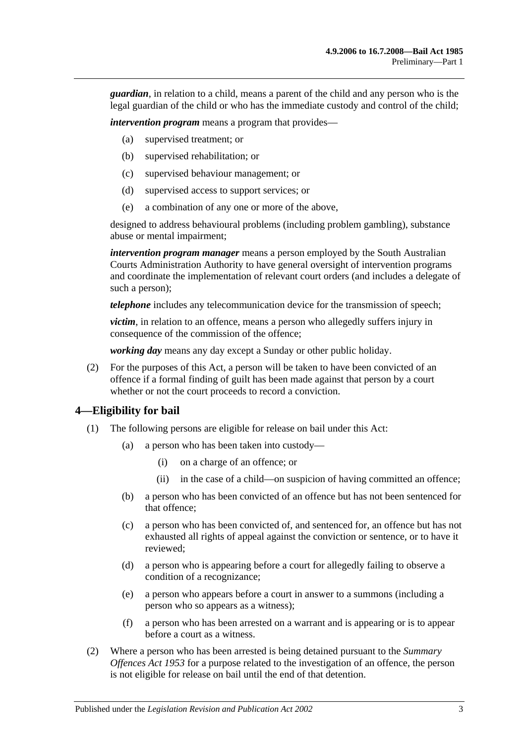***guardian***, in relation to a child, means a parent of the child and any person who is the legal guardian of the child or who has the immediate custody and control of the child;

***intervention program*** means a program that provides—

- (a) supervised treatment; or
- (b) supervised rehabilitation; or
- (c) supervised behaviour management; or
- (d) supervised access to support services; or
- (e) a combination of any one or more of the above,

designed to address behavioural problems (including problem gambling), substance abuse or mental impairment;

***intervention program manager*** means a person employed by the South Australian Courts Administration Authority to have general oversight of intervention programs and coordinate the implementation of relevant court orders (and includes a delegate of such a person);

***telephone*** includes any telecommunication device for the transmission of speech;

***victim***, in relation to an offence, means a person who allegedly suffers injury in consequence of the commission of the offence;

***working day*** means any day except a Sunday or other public holiday.

(2) For the purposes of this Act, a person will be taken to have been convicted of an offence if a formal finding of guilt has been made against that person by a court whether or not the court proceeds to record a conviction.

## 4—Eligibility for bail

(1) The following persons are eligible for release on bail under this Act:

- (a) a person who has been taken into custody—
  - (i) on a charge of an offence; or
  - (ii) in the case of a child—on suspicion of having committed an offence;
- (b) a person who has been convicted of an offence but has not been sentenced for that offence;
- (c) a person who has been convicted of, and sentenced for, an offence but has not exhausted all rights of appeal against the conviction or sentence, or to have it reviewed;
- (d) a person who is appearing before a court for allegedly failing to observe a condition of a recognizance;
- (e) a person who appears before a court in answer to a summons (including a person who so appears as a witness);
- (f) a person who has been arrested on a warrant and is appearing or is to appear before a court as a witness.

(2) Where a person who has been arrested is being detained pursuant to the *Summary Offences Act 1953* for a purpose related to the investigation of an offence, the person is not eligible for release on bail until the end of that detention.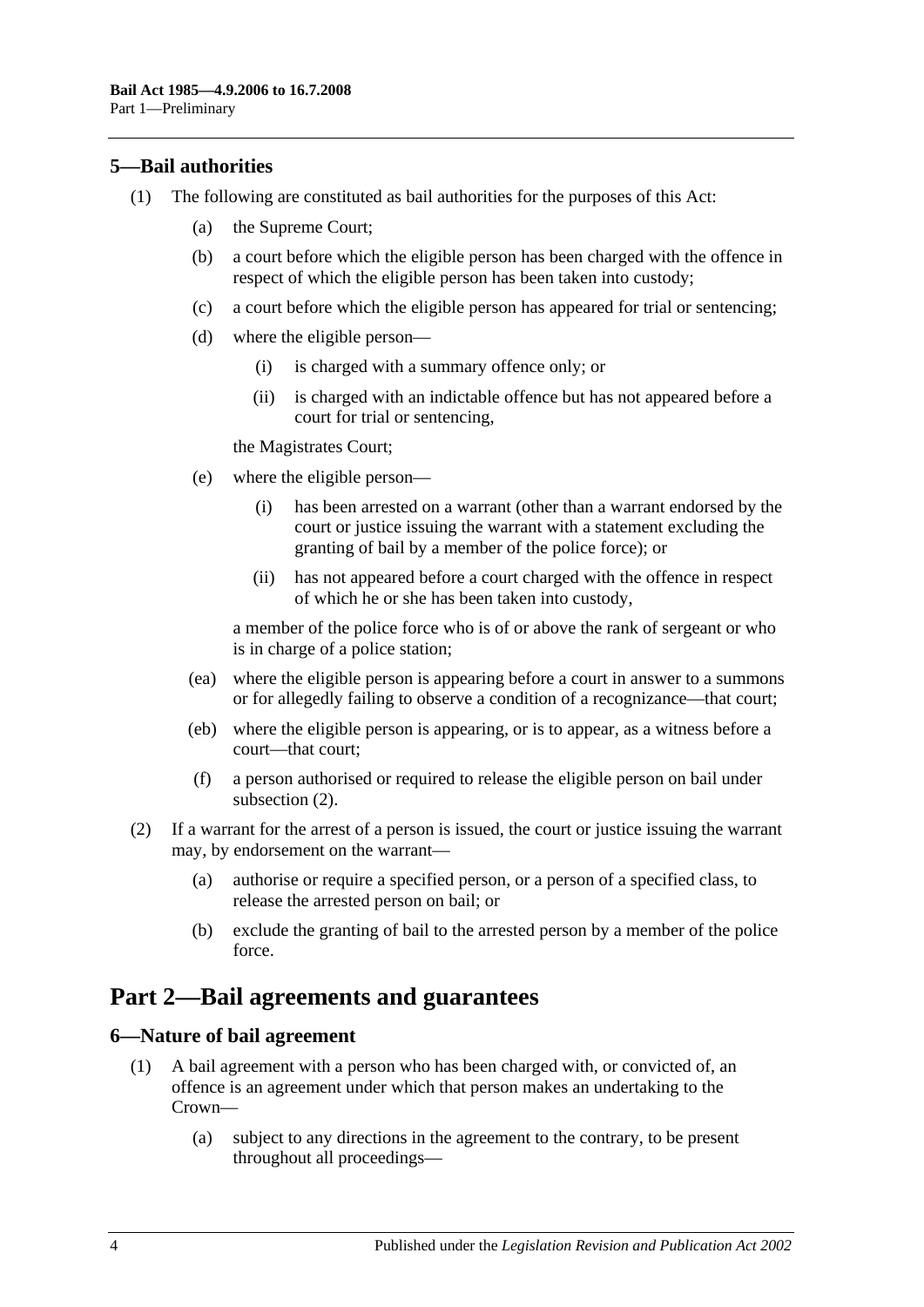## 5—Bail authorities

(1) The following are constituted as bail authorities for the purposes of this Act:

(a) the Supreme Court;

(b) a court before which the eligible person has been charged with the offence in respect of which the eligible person has been taken into custody;

(c) a court before which the eligible person has appeared for trial or sentencing;

(d) where the eligible person—

(i) is charged with a summary offence only; or

(ii) is charged with an indictable offence but has not appeared before a court for trial or sentencing,

the Magistrates Court;

(e) where the eligible person—

(i) has been arrested on a warrant (other than a warrant endorsed by the court or justice issuing the warrant with a statement excluding the granting of bail by a member of the police force); or

(ii) has not appeared before a court charged with the offence in respect of which he or she has been taken into custody,

a member of the police force who is of or above the rank of sergeant or who is in charge of a police station;

(ea) where the eligible person is appearing before a court in answer to a summons or for allegedly failing to observe a condition of a recognizance—that court;

(eb) where the eligible person is appearing, or is to appear, as a witness before a court—that court;

(f) a person authorised or required to release the eligible person on bail under subsection (2).

(2) If a warrant for the arrest of a person is issued, the court or justice issuing the warrant may, by endorsement on the warrant—

(a) authorise or require a specified person, or a person of a specified class, to release the arrested person on bail; or

(b) exclude the granting of bail to the arrested person by a member of the police force.

# Part 2—Bail agreements and guarantees

## 6—Nature of bail agreement

(1) A bail agreement with a person who has been charged with, or convicted of, an offence is an agreement under which that person makes an undertaking to the Crown—

(a) subject to any directions in the agreement to the contrary, to be present throughout all proceedings—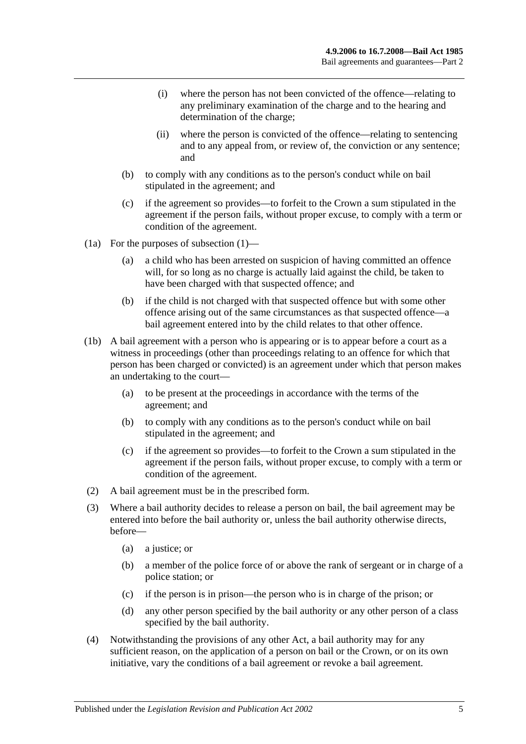(i) where the person has not been convicted of the offence—relating to any preliminary examination of the charge and to the hearing and determination of the charge;

(ii) where the person is convicted of the offence—relating to sentencing and to any appeal from, or review of, the conviction or any sentence; and

(b) to comply with any conditions as to the person's conduct while on bail stipulated in the agreement; and

(c) if the agreement so provides—to forfeit to the Crown a sum stipulated in the agreement if the person fails, without proper excuse, to comply with a term or condition of the agreement.

(1a) For the purposes of subsection (1)—

(a) a child who has been arrested on suspicion of having committed an offence will, for so long as no charge is actually laid against the child, be taken to have been charged with that suspected offence; and

(b) if the child is not charged with that suspected offence but with some other offence arising out of the same circumstances as that suspected offence—a bail agreement entered into by the child relates to that other offence.

(1b) A bail agreement with a person who is appearing or is to appear before a court as a witness in proceedings (other than proceedings relating to an offence for which that person has been charged or convicted) is an agreement under which that person makes an undertaking to the court—

(a) to be present at the proceedings in accordance with the terms of the agreement; and

(b) to comply with any conditions as to the person's conduct while on bail stipulated in the agreement; and

(c) if the agreement so provides—to forfeit to the Crown a sum stipulated in the agreement if the person fails, without proper excuse, to comply with a term or condition of the agreement.

(2) A bail agreement must be in the prescribed form.

(3) Where a bail authority decides to release a person on bail, the bail agreement may be entered into before the bail authority or, unless the bail authority otherwise directs, before—

(a) a justice; or

(b) a member of the police force of or above the rank of sergeant or in charge of a police station; or

(c) if the person is in prison—the person who is in charge of the prison; or

(d) any other person specified by the bail authority or any other person of a class specified by the bail authority.

(4) Notwithstanding the provisions of any other Act, a bail authority may for any sufficient reason, on the application of a person on bail or the Crown, or on its own initiative, vary the conditions of a bail agreement or revoke a bail agreement.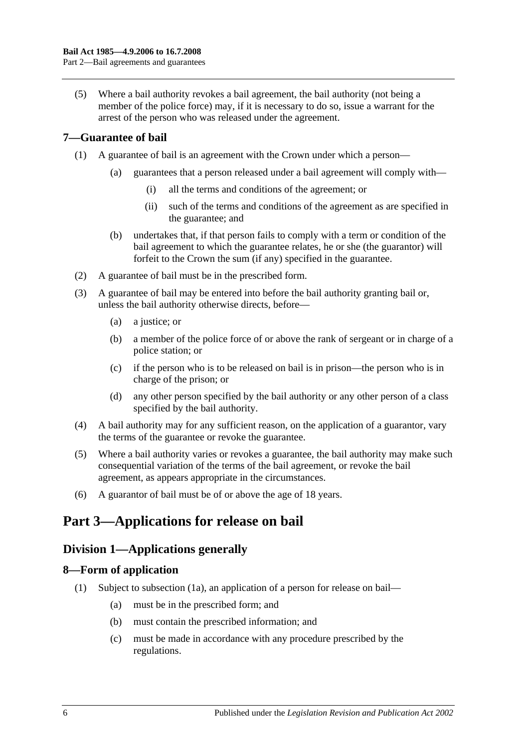(5) Where a bail authority revokes a bail agreement, the bail authority (not being a member of the police force) may, if it is necessary to do so, issue a warrant for the arrest of the person who was released under the agreement.

## 7—Guarantee of bail

(1) A guarantee of bail is an agreement with the Crown under which a person—

- (a) guarantees that a person released under a bail agreement will comply with—
  - (i) all the terms and conditions of the agreement; or
  - (ii) such of the terms and conditions of the agreement as are specified in the guarantee; and
- (b) undertakes that, if that person fails to comply with a term or condition of the bail agreement to which the guarantee relates, he or she (the guarantor) will forfeit to the Crown the sum (if any) specified in the guarantee.

(2) A guarantee of bail must be in the prescribed form.

(3) A guarantee of bail may be entered into before the bail authority granting bail or, unless the bail authority otherwise directs, before—

- (a) a justice; or
- (b) a member of the police force of or above the rank of sergeant or in charge of a police station; or
- (c) if the person who is to be released on bail is in prison—the person who is in charge of the prison; or
- (d) any other person specified by the bail authority or any other person of a class specified by the bail authority.

(4) A bail authority may for any sufficient reason, on the application of a guarantor, vary the terms of the guarantee or revoke the guarantee.

(5) Where a bail authority varies or revokes a guarantee, the bail authority may make such consequential variation of the terms of the bail agreement, or revoke the bail agreement, as appears appropriate in the circumstances.

(6) A guarantor of bail must be of or above the age of 18 years.

# Part 3—Applications for release on bail

## Division 1—Applications generally

## 8—Form of application

(1) Subject to subsection (1a), an application of a person for release on bail—

- (a) must be in the prescribed form; and
- (b) must contain the prescribed information; and
- (c) must be made in accordance with any procedure prescribed by the regulations.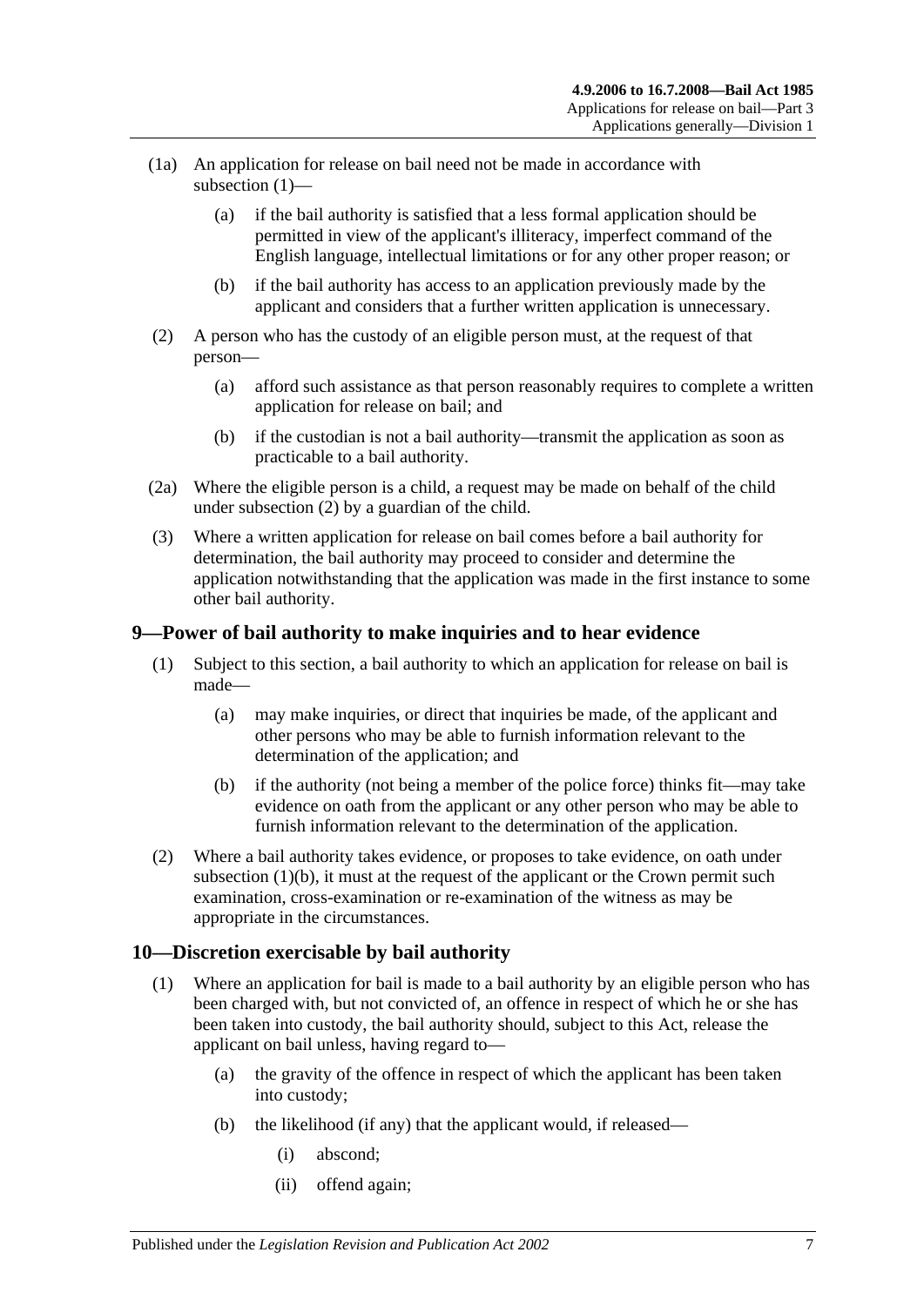(1a) An application for release on bail need not be made in accordance with subsection (1)—

(a) if the bail authority is satisfied that a less formal application should be permitted in view of the applicant's illiteracy, imperfect command of the English language, intellectual limitations or for any other proper reason; or

(b) if the bail authority has access to an application previously made by the applicant and considers that a further written application is unnecessary.

(2) A person who has the custody of an eligible person must, at the request of that person—

(a) afford such assistance as that person reasonably requires to complete a written application for release on bail; and

(b) if the custodian is not a bail authority—transmit the application as soon as practicable to a bail authority.

(2a) Where the eligible person is a child, a request may be made on behalf of the child under subsection (2) by a guardian of the child.

(3) Where a written application for release on bail comes before a bail authority for determination, the bail authority may proceed to consider and determine the application notwithstanding that the application was made in the first instance to some other bail authority.

## 9—Power of bail authority to make inquiries and to hear evidence

(1) Subject to this section, a bail authority to which an application for release on bail is made—

(a) may make inquiries, or direct that inquiries be made, of the applicant and other persons who may be able to furnish information relevant to the determination of the application; and

(b) if the authority (not being a member of the police force) thinks fit—may take evidence on oath from the applicant or any other person who may be able to furnish information relevant to the determination of the application.

(2) Where a bail authority takes evidence, or proposes to take evidence, on oath under subsection (1)(b), it must at the request of the applicant or the Crown permit such examination, cross-examination or re-examination of the witness as may be appropriate in the circumstances.

## 10—Discretion exercisable by bail authority

(1) Where an application for bail is made to a bail authority by an eligible person who has been charged with, but not convicted of, an offence in respect of which he or she has been taken into custody, the bail authority should, subject to this Act, release the applicant on bail unless, having regard to—

(a) the gravity of the offence in respect of which the applicant has been taken into custody;

(b) the likelihood (if any) that the applicant would, if released—

(i) abscond;

(ii) offend again;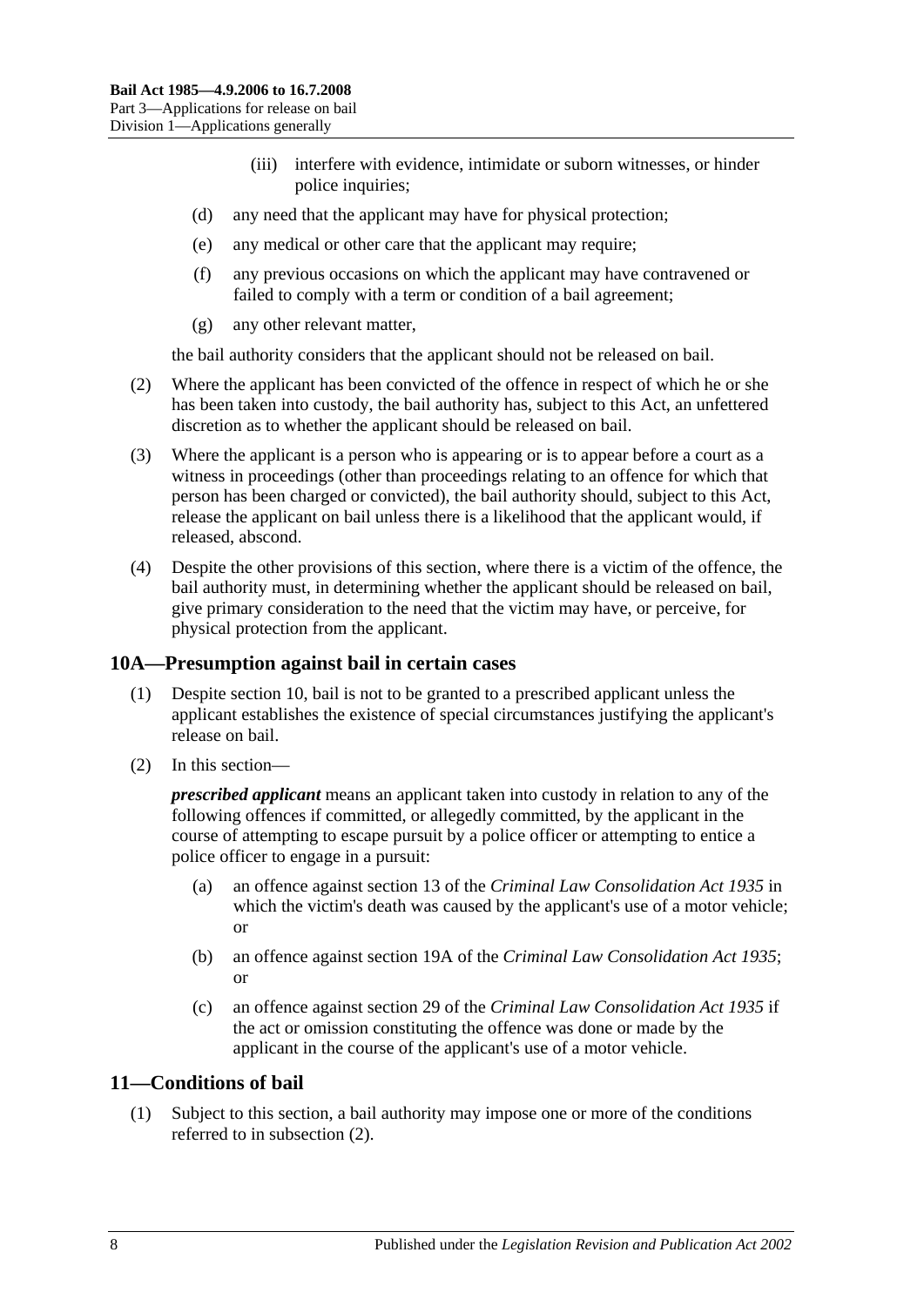(iii) interfere with evidence, intimidate or suborn witnesses, or hinder police inquiries;

(d) any need that the applicant may have for physical protection;

(e) any medical or other care that the applicant may require;

(f) any previous occasions on which the applicant may have contravened or failed to comply with a term or condition of a bail agreement;

(g) any other relevant matter,

the bail authority considers that the applicant should not be released on bail.

(2) Where the applicant has been convicted of the offence in respect of which he or she has been taken into custody, the bail authority has, subject to this Act, an unfettered discretion as to whether the applicant should be released on bail.

(3) Where the applicant is a person who is appearing or is to appear before a court as a witness in proceedings (other than proceedings relating to an offence for which that person has been charged or convicted), the bail authority should, subject to this Act, release the applicant on bail unless there is a likelihood that the applicant would, if released, abscond.

(4) Despite the other provisions of this section, where there is a victim of the offence, the bail authority must, in determining whether the applicant should be released on bail, give primary consideration to the need that the victim may have, or perceive, for physical protection from the applicant.

## 10A—Presumption against bail in certain cases

(1) Despite section 10, bail is not to be granted to a prescribed applicant unless the applicant establishes the existence of special circumstances justifying the applicant's release on bail.

(2) In this section—

***prescribed applicant*** means an applicant taken into custody in relation to any of the following offences if committed, or allegedly committed, by the applicant in the course of attempting to escape pursuit by a police officer or attempting to entice a police officer to engage in a pursuit:

(a) an offence against section 13 of the *Criminal Law Consolidation Act 1935* in which the victim's death was caused by the applicant's use of a motor vehicle; or

(b) an offence against section 19A of the *Criminal Law Consolidation Act 1935*; or

(c) an offence against section 29 of the *Criminal Law Consolidation Act 1935* if the act or omission constituting the offence was done or made by the applicant in the course of the applicant's use of a motor vehicle.

## 11—Conditions of bail

(1) Subject to this section, a bail authority may impose one or more of the conditions referred to in subsection (2).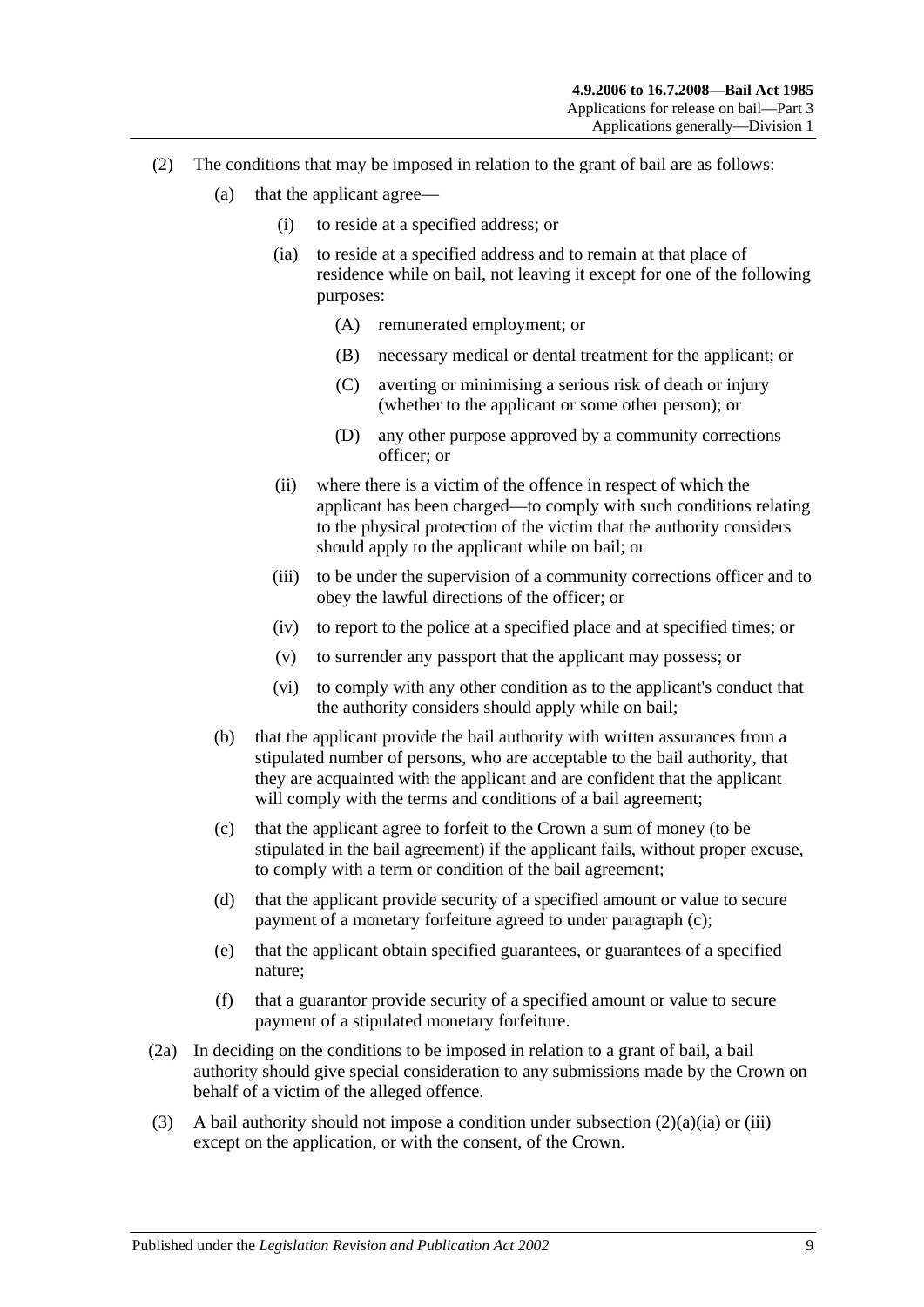(2) The conditions that may be imposed in relation to the grant of bail are as follows:

(a) that the applicant agree—

(i) to reside at a specified address; or

(ia) to reside at a specified address and to remain at that place of residence while on bail, not leaving it except for one of the following purposes:

(A) remunerated employment; or

(B) necessary medical or dental treatment for the applicant; or

(C) averting or minimising a serious risk of death or injury (whether to the applicant or some other person); or

(D) any other purpose approved by a community corrections officer; or

(ii) where there is a victim of the offence in respect of which the applicant has been charged—to comply with such conditions relating to the physical protection of the victim that the authority considers should apply to the applicant while on bail; or

(iii) to be under the supervision of a community corrections officer and to obey the lawful directions of the officer; or

(iv) to report to the police at a specified place and at specified times; or

(v) to surrender any passport that the applicant may possess; or

(vi) to comply with any other condition as to the applicant's conduct that the authority considers should apply while on bail;

(b) that the applicant provide the bail authority with written assurances from a stipulated number of persons, who are acceptable to the bail authority, that they are acquainted with the applicant and are confident that the applicant will comply with the terms and conditions of a bail agreement;

(c) that the applicant agree to forfeit to the Crown a sum of money (to be stipulated in the bail agreement) if the applicant fails, without proper excuse, to comply with a term or condition of the bail agreement;

(d) that the applicant provide security of a specified amount or value to secure payment of a monetary forfeiture agreed to under paragraph (c);

(e) that the applicant obtain specified guarantees, or guarantees of a specified nature;

(f) that a guarantor provide security of a specified amount or value to secure payment of a stipulated monetary forfeiture.

(2a) In deciding on the conditions to be imposed in relation to a grant of bail, a bail authority should give special consideration to any submissions made by the Crown on behalf of a victim of the alleged offence.

(3) A bail authority should not impose a condition under subsection (2)(a)(ia) or (iii) except on the application, or with the consent, of the Crown.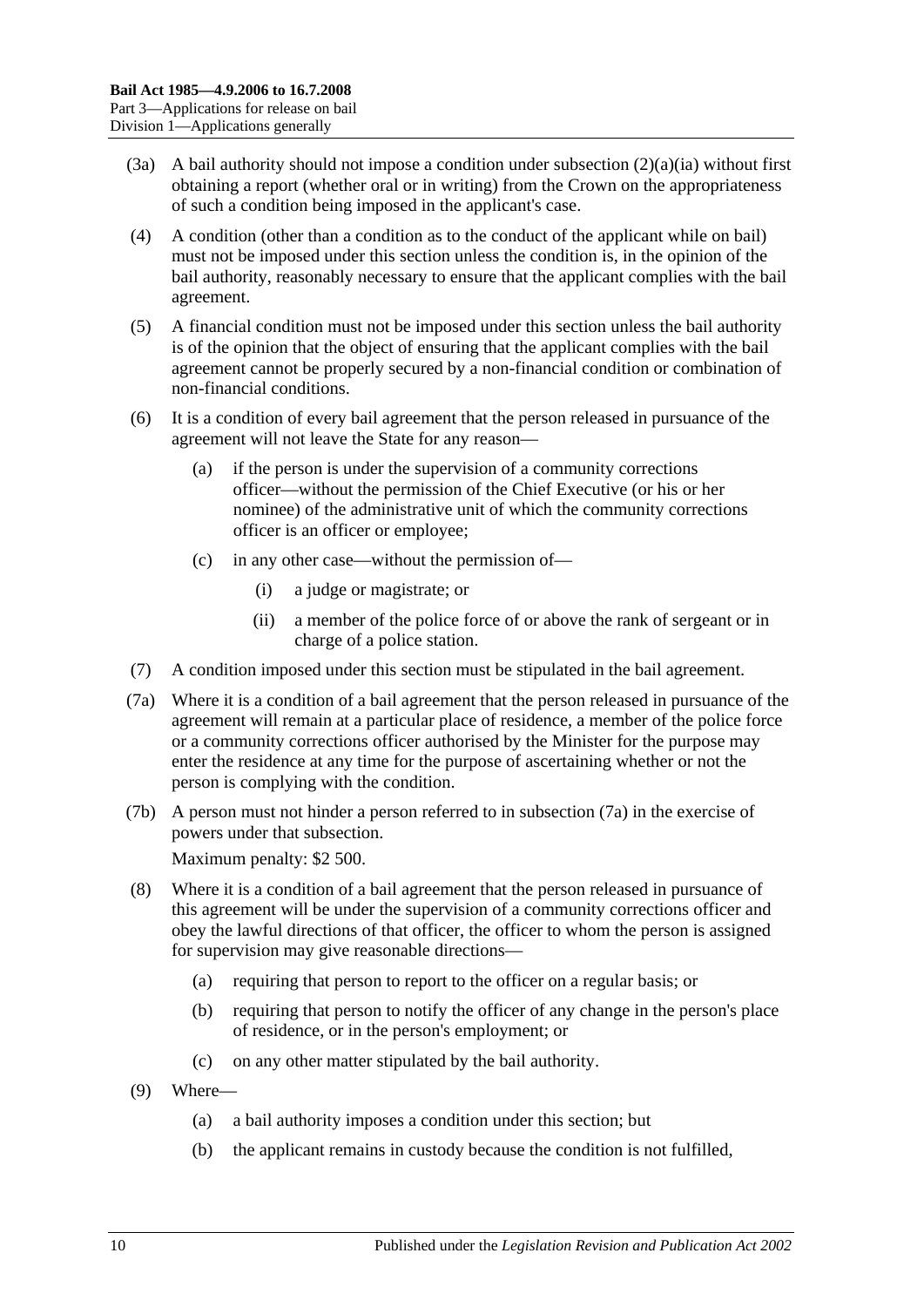(3a) A bail authority should not impose a condition under subsection (2)(a)(ia) without first obtaining a report (whether oral or in writing) from the Crown on the appropriateness of such a condition being imposed in the applicant's case.

(4) A condition (other than a condition as to the conduct of the applicant while on bail) must not be imposed under this section unless the condition is, in the opinion of the bail authority, reasonably necessary to ensure that the applicant complies with the bail agreement.

(5) A financial condition must not be imposed under this section unless the bail authority is of the opinion that the object of ensuring that the applicant complies with the bail agreement cannot be properly secured by a non-financial condition or combination of non-financial conditions.

(6) It is a condition of every bail agreement that the person released in pursuance of the agreement will not leave the State for any reason—

- (a) if the person is under the supervision of a community corrections officer—without the permission of the Chief Executive (or his or her nominee) of the administrative unit of which the community corrections officer is an officer or employee;
- (c) in any other case—without the permission of—
  - (i) a judge or magistrate; or
  - (ii) a member of the police force of or above the rank of sergeant or in charge of a police station.

(7) A condition imposed under this section must be stipulated in the bail agreement.

(7a) Where it is a condition of a bail agreement that the person released in pursuance of the agreement will remain at a particular place of residence, a member of the police force or a community corrections officer authorised by the Minister for the purpose may enter the residence at any time for the purpose of ascertaining whether or not the person is complying with the condition.

(7b) A person must not hinder a person referred to in subsection (7a) in the exercise of powers under that subsection.

Maximum penalty: $2 500.

(8) Where it is a condition of a bail agreement that the person released in pursuance of this agreement will be under the supervision of a community corrections officer and obey the lawful directions of that officer, the officer to whom the person is assigned for supervision may give reasonable directions—

- (a) requiring that person to report to the officer on a regular basis; or
- (b) requiring that person to notify the officer of any change in the person's place of residence, or in the person's employment; or
- (c) on any other matter stipulated by the bail authority.

(9) Where—

- (a) a bail authority imposes a condition under this section; but
- (b) the applicant remains in custody because the condition is not fulfilled,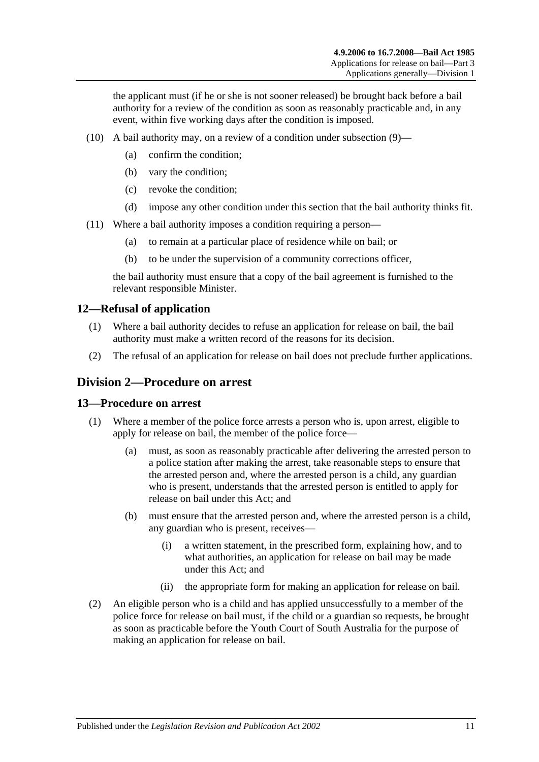the applicant must (if he or she is not sooner released) be brought back before a bail authority for a review of the condition as soon as reasonably practicable and, in any event, within five working days after the condition is imposed.

(10) A bail authority may, on a review of a condition under subsection (9)—

(a) confirm the condition;

(b) vary the condition;

(c) revoke the condition;

(d) impose any other condition under this section that the bail authority thinks fit.

(11) Where a bail authority imposes a condition requiring a person—

(a) to remain at a particular place of residence while on bail; or

(b) to be under the supervision of a community corrections officer,

the bail authority must ensure that a copy of the bail agreement is furnished to the relevant responsible Minister.

### 12—Refusal of application

(1) Where a bail authority decides to refuse an application for release on bail, the bail authority must make a written record of the reasons for its decision.

(2) The refusal of an application for release on bail does not preclude further applications.

## Division 2—Procedure on arrest

### 13—Procedure on arrest

(1) Where a member of the police force arrests a person who is, upon arrest, eligible to apply for release on bail, the member of the police force—

(a) must, as soon as reasonably practicable after delivering the arrested person to a police station after making the arrest, take reasonable steps to ensure that the arrested person and, where the arrested person is a child, any guardian who is present, understands that the arrested person is entitled to apply for release on bail under this Act; and

(b) must ensure that the arrested person and, where the arrested person is a child, any guardian who is present, receives—

(i) a written statement, in the prescribed form, explaining how, and to what authorities, an application for release on bail may be made under this Act; and

(ii) the appropriate form for making an application for release on bail.

(2) An eligible person who is a child and has applied unsuccessfully to a member of the police force for release on bail must, if the child or a guardian so requests, be brought as soon as practicable before the Youth Court of South Australia for the purpose of making an application for release on bail.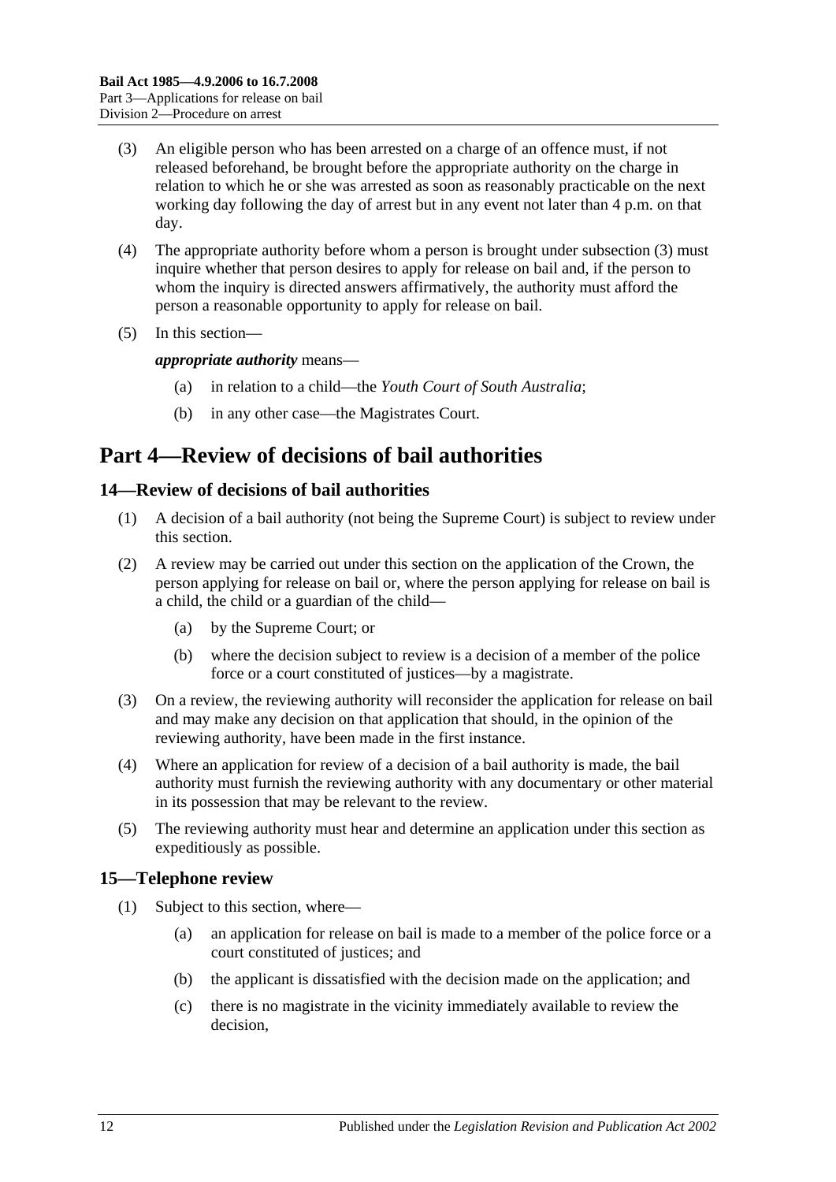(3) An eligible person who has been arrested on a charge of an offence must, if not released beforehand, be brought before the appropriate authority on the charge in relation to which he or she was arrested as soon as reasonably practicable on the next working day following the day of arrest but in any event not later than 4 p.m. on that day.

(4) The appropriate authority before whom a person is brought under subsection (3) must inquire whether that person desires to apply for release on bail and, if the person to whom the inquiry is directed answers affirmatively, the authority must afford the person a reasonable opportunity to apply for release on bail.

(5) In this section—

***appropriate authority*** means—

(a) in relation to a child—the *Youth Court of South Australia*;

(b) in any other case—the Magistrates Court.

# Part 4—Review of decisions of bail authorities

## 14—Review of decisions of bail authorities

(1) A decision of a bail authority (not being the Supreme Court) is subject to review under this section.

(2) A review may be carried out under this section on the application of the Crown, the person applying for release on bail or, where the person applying for release on bail is a child, the child or a guardian of the child—

(a) by the Supreme Court; or

(b) where the decision subject to review is a decision of a member of the police force or a court constituted of justices—by a magistrate.

(3) On a review, the reviewing authority will reconsider the application for release on bail and may make any decision on that application that should, in the opinion of the reviewing authority, have been made in the first instance.

(4) Where an application for review of a decision of a bail authority is made, the bail authority must furnish the reviewing authority with any documentary or other material in its possession that may be relevant to the review.

(5) The reviewing authority must hear and determine an application under this section as expeditiously as possible.

## 15—Telephone review

(1) Subject to this section, where—

(a) an application for release on bail is made to a member of the police force or a court constituted of justices; and

(b) the applicant is dissatisfied with the decision made on the application; and

(c) there is no magistrate in the vicinity immediately available to review the decision,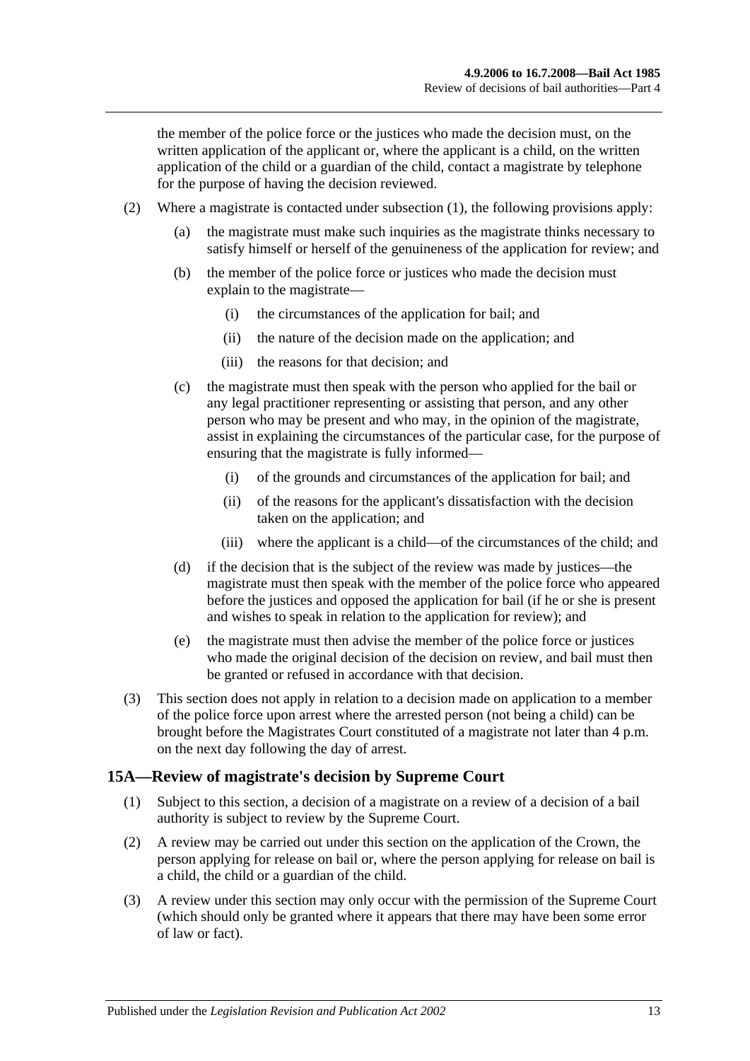the member of the police force or the justices who made the decision must, on the written application of the applicant or, where the applicant is a child, on the written application of the child or a guardian of the child, contact a magistrate by telephone for the purpose of having the decision reviewed.

(2) Where a magistrate is contacted under subsection (1), the following provisions apply:

(a) the magistrate must make such inquiries as the magistrate thinks necessary to satisfy himself or herself of the genuineness of the application for review; and

(b) the member of the police force or justices who made the decision must explain to the magistrate—

(i) the circumstances of the application for bail; and

(ii) the nature of the decision made on the application; and

(iii) the reasons for that decision; and

(c) the magistrate must then speak with the person who applied for the bail or any legal practitioner representing or assisting that person, and any other person who may be present and who may, in the opinion of the magistrate, assist in explaining the circumstances of the particular case, for the purpose of ensuring that the magistrate is fully informed—

(i) of the grounds and circumstances of the application for bail; and

(ii) of the reasons for the applicant's dissatisfaction with the decision taken on the application; and

(iii) where the applicant is a child—of the circumstances of the child; and

(d) if the decision that is the subject of the review was made by justices—the magistrate must then speak with the member of the police force who appeared before the justices and opposed the application for bail (if he or she is present and wishes to speak in relation to the application for review); and

(e) the magistrate must then advise the member of the police force or justices who made the original decision of the decision on review, and bail must then be granted or refused in accordance with that decision.

(3) This section does not apply in relation to a decision made on application to a member of the police force upon arrest where the arrested person (not being a child) can be brought before the Magistrates Court constituted of a magistrate not later than 4 p.m. on the next day following the day of arrest.

## 15A—Review of magistrate's decision by Supreme Court

(1) Subject to this section, a decision of a magistrate on a review of a decision of a bail authority is subject to review by the Supreme Court.

(2) A review may be carried out under this section on the application of the Crown, the person applying for release on bail or, where the person applying for release on bail is a child, the child or a guardian of the child.

(3) A review under this section may only occur with the permission of the Supreme Court (which should only be granted where it appears that there may have been some error of law or fact).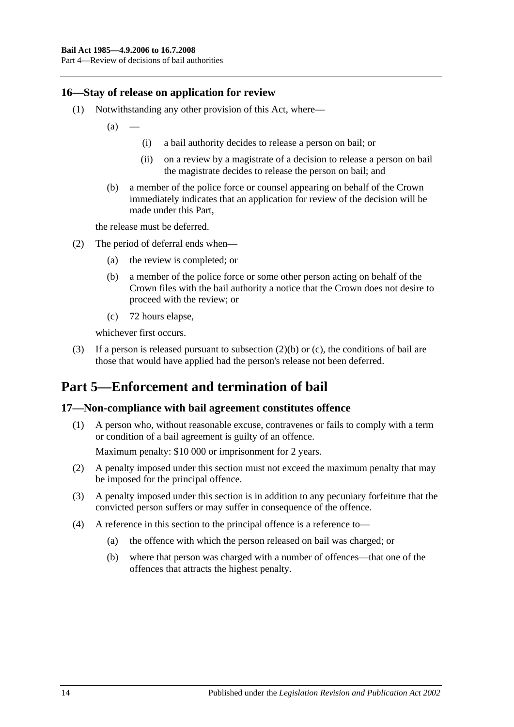## 16—Stay of release on application for review

(1) Notwithstanding any other provision of this Act, where—

(a) —

(i) a bail authority decides to release a person on bail; or

(ii) on a review by a magistrate of a decision to release a person on bail the magistrate decides to release the person on bail; and

(b) a member of the police force or counsel appearing on behalf of the Crown immediately indicates that an application for review of the decision will be made under this Part,

the release must be deferred.

(2) The period of deferral ends when—

(a) the review is completed; or

(b) a member of the police force or some other person acting on behalf of the Crown files with the bail authority a notice that the Crown does not desire to proceed with the review; or

(c) 72 hours elapse,

whichever first occurs.

(3) If a person is released pursuant to subsection (2)(b) or (c), the conditions of bail are those that would have applied had the person's release not been deferred.

# Part 5—Enforcement and termination of bail

## 17—Non-compliance with bail agreement constitutes offence

(1) A person who, without reasonable excuse, contravenes or fails to comply with a term or condition of a bail agreement is guilty of an offence.

Maximum penalty: $10 000 or imprisonment for 2 years.

(2) A penalty imposed under this section must not exceed the maximum penalty that may be imposed for the principal offence.

(3) A penalty imposed under this section is in addition to any pecuniary forfeiture that the convicted person suffers or may suffer in consequence of the offence.

(4) A reference in this section to the principal offence is a reference to—

(a) the offence with which the person released on bail was charged; or

(b) where that person was charged with a number of offences—that one of the offences that attracts the highest penalty.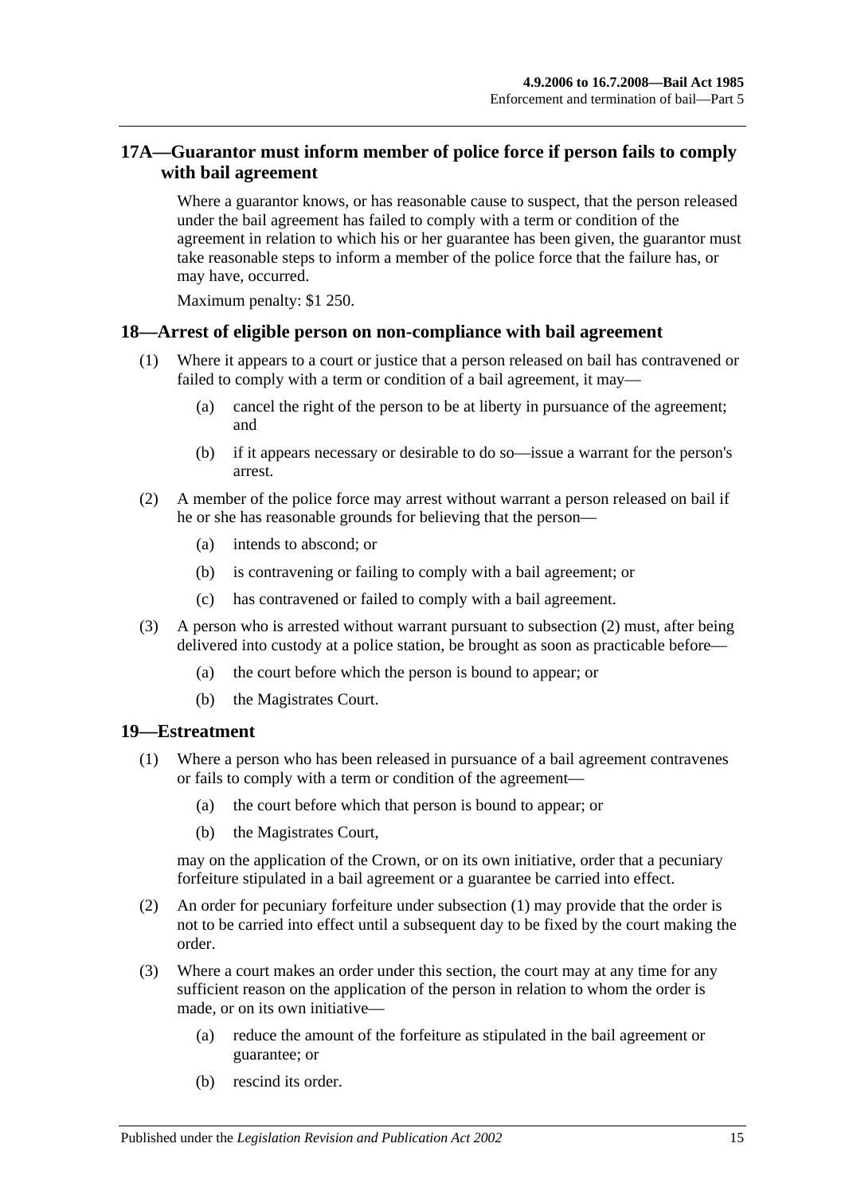## 17A—Guarantor must inform member of police force if person fails to comply with bail agreement

Where a guarantor knows, or has reasonable cause to suspect, that the person released under the bail agreement has failed to comply with a term or condition of the agreement in relation to which his or her guarantee has been given, the guarantor must take reasonable steps to inform a member of the police force that the failure has, or may have, occurred.

Maximum penalty: $1 250.

## 18—Arrest of eligible person on non-compliance with bail agreement

(1) Where it appears to a court or justice that a person released on bail has contravened or failed to comply with a term or condition of a bail agreement, it may—

(a) cancel the right of the person to be at liberty in pursuance of the agreement; and

(b) if it appears necessary or desirable to do so—issue a warrant for the person's arrest.

(2) A member of the police force may arrest without warrant a person released on bail if he or she has reasonable grounds for believing that the person—

(a) intends to abscond; or

(b) is contravening or failing to comply with a bail agreement; or

(c) has contravened or failed to comply with a bail agreement.

(3) A person who is arrested without warrant pursuant to subsection (2) must, after being delivered into custody at a police station, be brought as soon as practicable before—

(a) the court before which the person is bound to appear; or

(b) the Magistrates Court.

## 19—Estreatment

(1) Where a person who has been released in pursuance of a bail agreement contravenes or fails to comply with a term or condition of the agreement—

(a) the court before which that person is bound to appear; or

(b) the Magistrates Court,

may on the application of the Crown, or on its own initiative, order that a pecuniary forfeiture stipulated in a bail agreement or a guarantee be carried into effect.

(2) An order for pecuniary forfeiture under subsection (1) may provide that the order is not to be carried into effect until a subsequent day to be fixed by the court making the order.

(3) Where a court makes an order under this section, the court may at any time for any sufficient reason on the application of the person in relation to whom the order is made, or on its own initiative—

(a) reduce the amount of the forfeiture as stipulated in the bail agreement or guarantee; or

(b) rescind its order.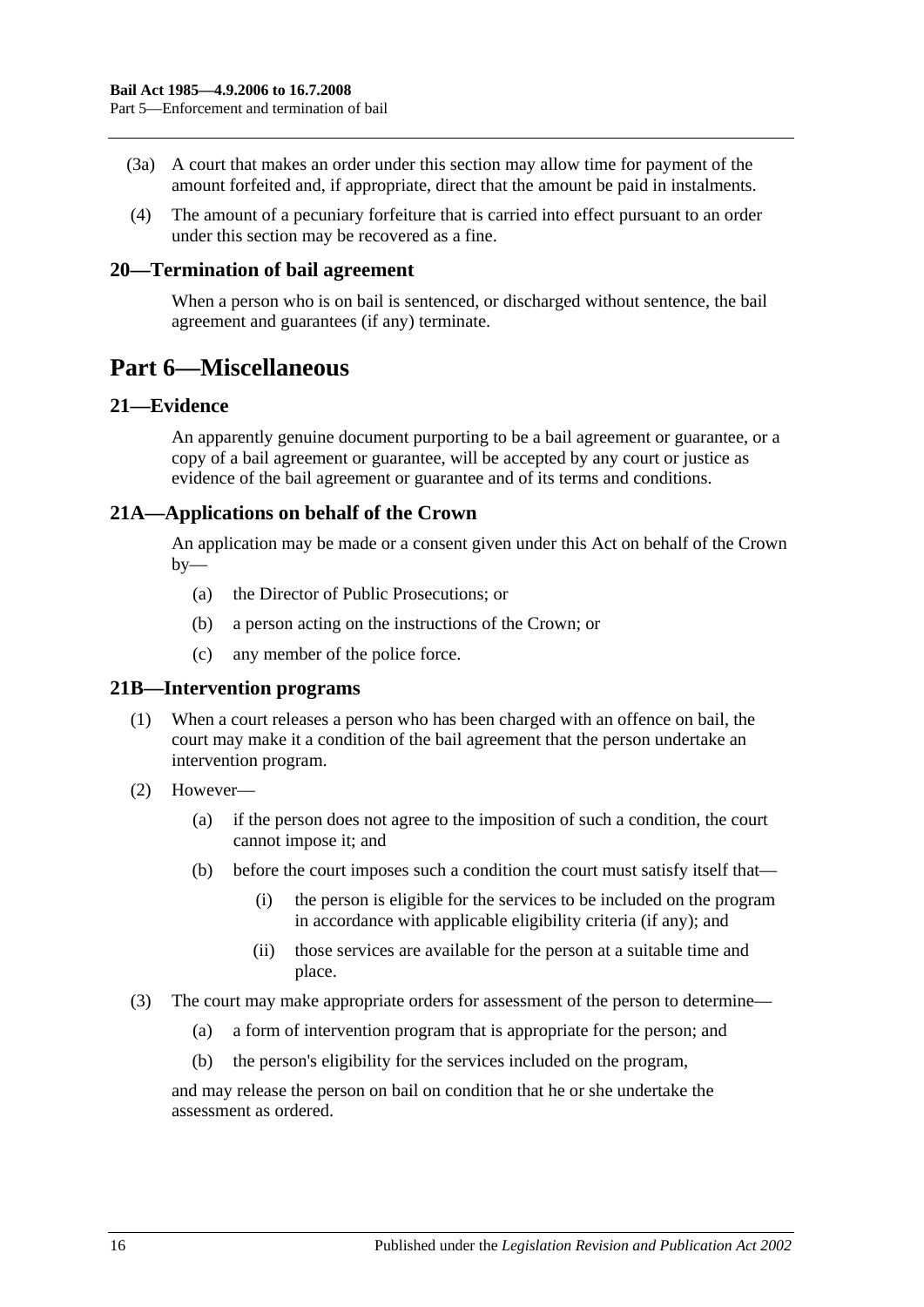(3a) A court that makes an order under this section may allow time for payment of the amount forfeited and, if appropriate, direct that the amount be paid in instalments.

(4) The amount of a pecuniary forfeiture that is carried into effect pursuant to an order under this section may be recovered as a fine.

## 20—Termination of bail agreement

When a person who is on bail is sentenced, or discharged without sentence, the bail agreement and guarantees (if any) terminate.

# Part 6—Miscellaneous

## 21—Evidence

An apparently genuine document purporting to be a bail agreement or guarantee, or a copy of a bail agreement or guarantee, will be accepted by any court or justice as evidence of the bail agreement or guarantee and of its terms and conditions.

## 21A—Applications on behalf of the Crown

An application may be made or a consent given under this Act on behalf of the Crown by—

(a) the Director of Public Prosecutions; or

(b) a person acting on the instructions of the Crown; or

(c) any member of the police force.

## 21B—Intervention programs

(1) When a court releases a person who has been charged with an offence on bail, the court may make it a condition of the bail agreement that the person undertake an intervention program.

(2) However—

(a) if the person does not agree to the imposition of such a condition, the court cannot impose it; and

(b) before the court imposes such a condition the court must satisfy itself that—

(i) the person is eligible for the services to be included on the program in accordance with applicable eligibility criteria (if any); and

(ii) those services are available for the person at a suitable time and place.

(3) The court may make appropriate orders for assessment of the person to determine—

(a) a form of intervention program that is appropriate for the person; and

(b) the person's eligibility for the services included on the program,

and may release the person on bail on condition that he or she undertake the assessment as ordered.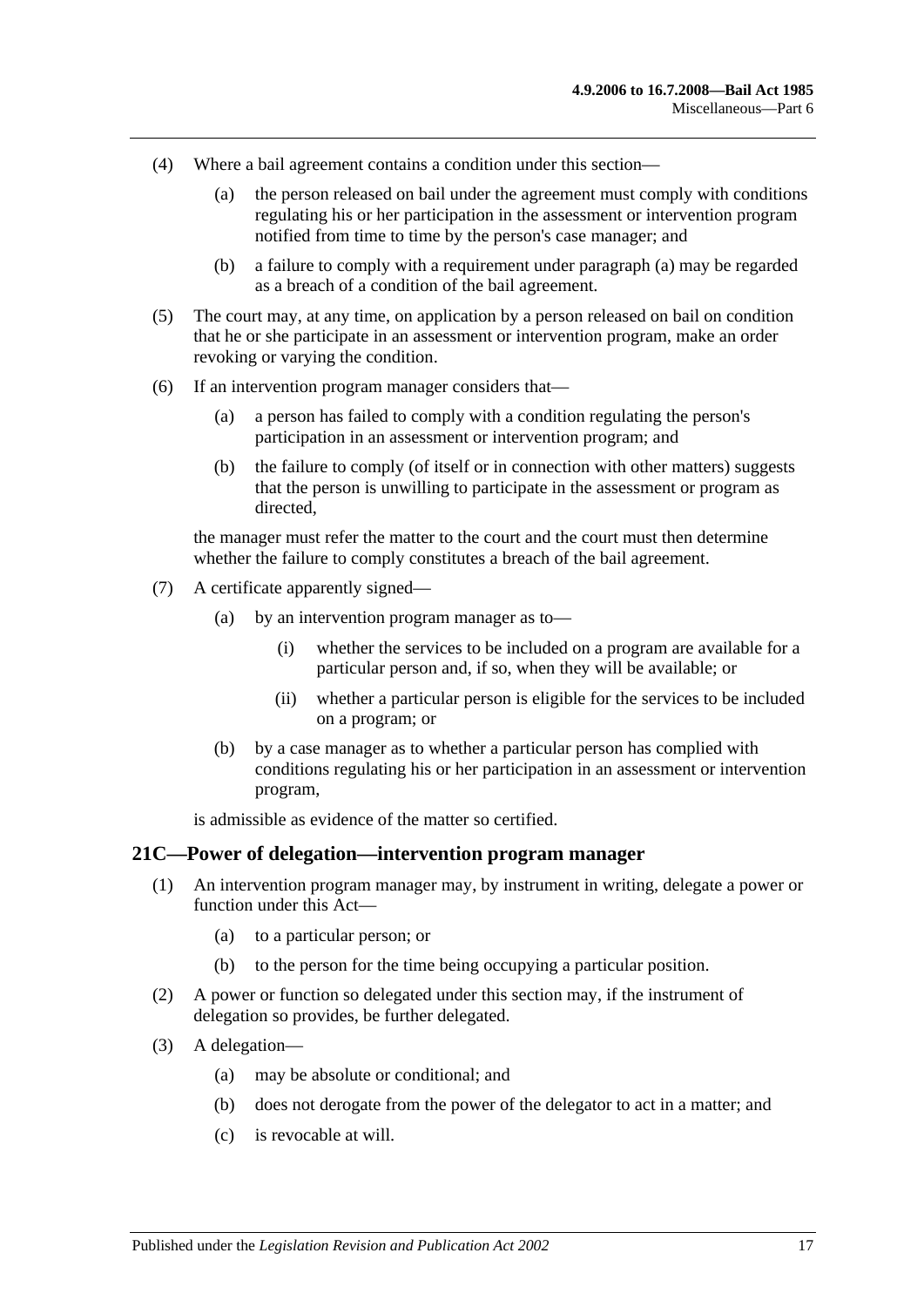(4) Where a bail agreement contains a condition under this section—

(a) the person released on bail under the agreement must comply with conditions regulating his or her participation in the assessment or intervention program notified from time to time by the person's case manager; and

(b) a failure to comply with a requirement under paragraph (a) may be regarded as a breach of a condition of the bail agreement.

(5) The court may, at any time, on application by a person released on bail on condition that he or she participate in an assessment or intervention program, make an order revoking or varying the condition.

(6) If an intervention program manager considers that—

(a) a person has failed to comply with a condition regulating the person's participation in an assessment or intervention program; and

(b) the failure to comply (of itself or in connection with other matters) suggests that the person is unwilling to participate in the assessment or program as directed,

the manager must refer the matter to the court and the court must then determine whether the failure to comply constitutes a breach of the bail agreement.

(7) A certificate apparently signed—

(a) by an intervention program manager as to—

(i) whether the services to be included on a program are available for a particular person and, if so, when they will be available; or

(ii) whether a particular person is eligible for the services to be included on a program; or

(b) by a case manager as to whether a particular person has complied with conditions regulating his or her participation in an assessment or intervention program,

is admissible as evidence of the matter so certified.

## 21C—Power of delegation—intervention program manager

(1) An intervention program manager may, by instrument in writing, delegate a power or function under this Act—

(a) to a particular person; or

(b) to the person for the time being occupying a particular position.

(2) A power or function so delegated under this section may, if the instrument of delegation so provides, be further delegated.

(3) A delegation—

(a) may be absolute or conditional; and

(b) does not derogate from the power of the delegator to act in a matter; and

(c) is revocable at will.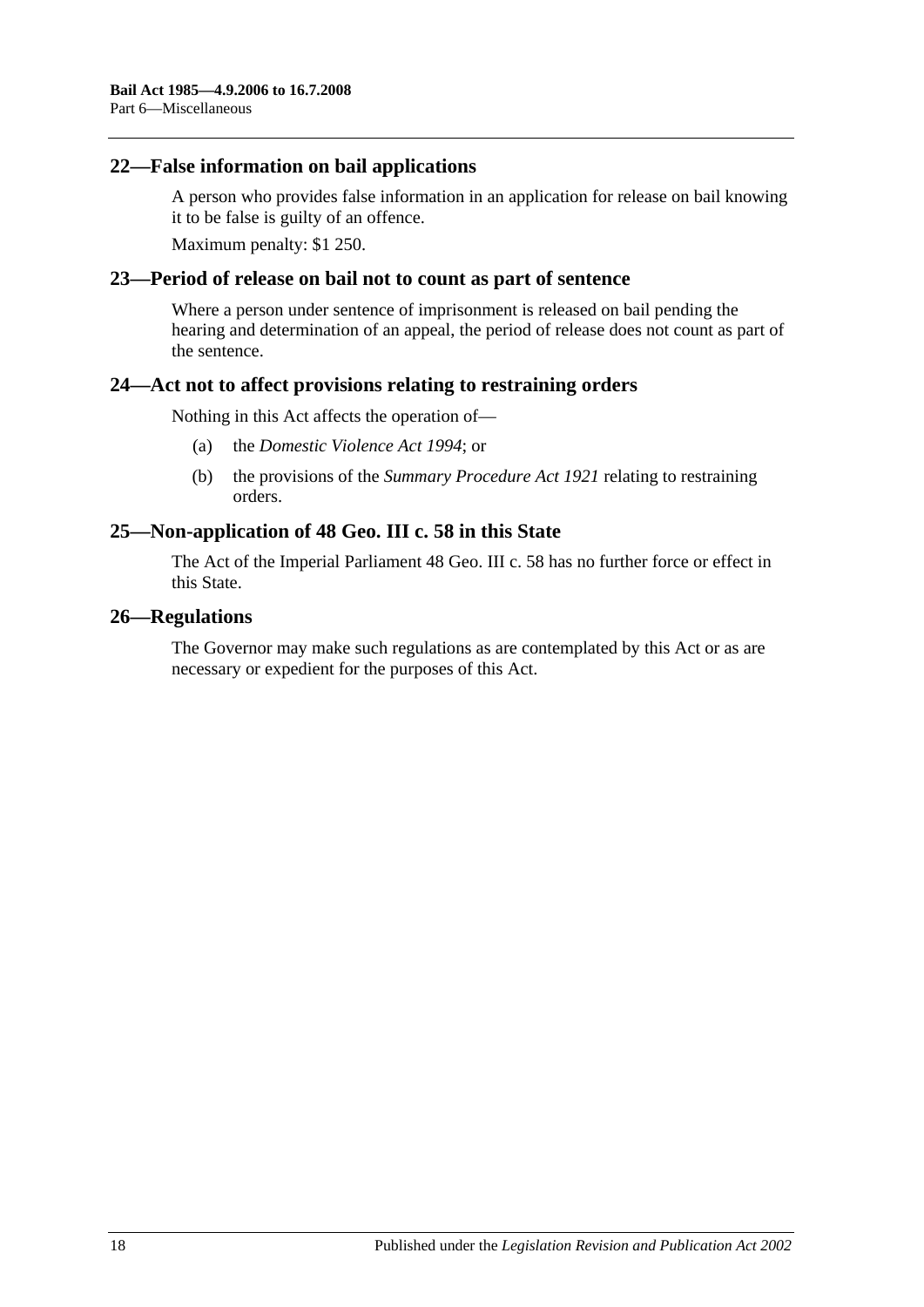## 22—False information on bail applications

A person who provides false information in an application for release on bail knowing it to be false is guilty of an offence.

Maximum penalty: $1 250.

## 23—Period of release on bail not to count as part of sentence

Where a person under sentence of imprisonment is released on bail pending the hearing and determination of an appeal, the period of release does not count as part of the sentence.

## 24—Act not to affect provisions relating to restraining orders

Nothing in this Act affects the operation of—

(a) the *Domestic Violence Act 1994*; or

(b) the provisions of the *Summary Procedure Act 1921* relating to restraining orders.

## 25—Non-application of 48 Geo. III c. 58 in this State

The Act of the Imperial Parliament 48 Geo. III c. 58 has no further force or effect in this State.

## 26—Regulations

The Governor may make such regulations as are contemplated by this Act or as are necessary or expedient for the purposes of this Act.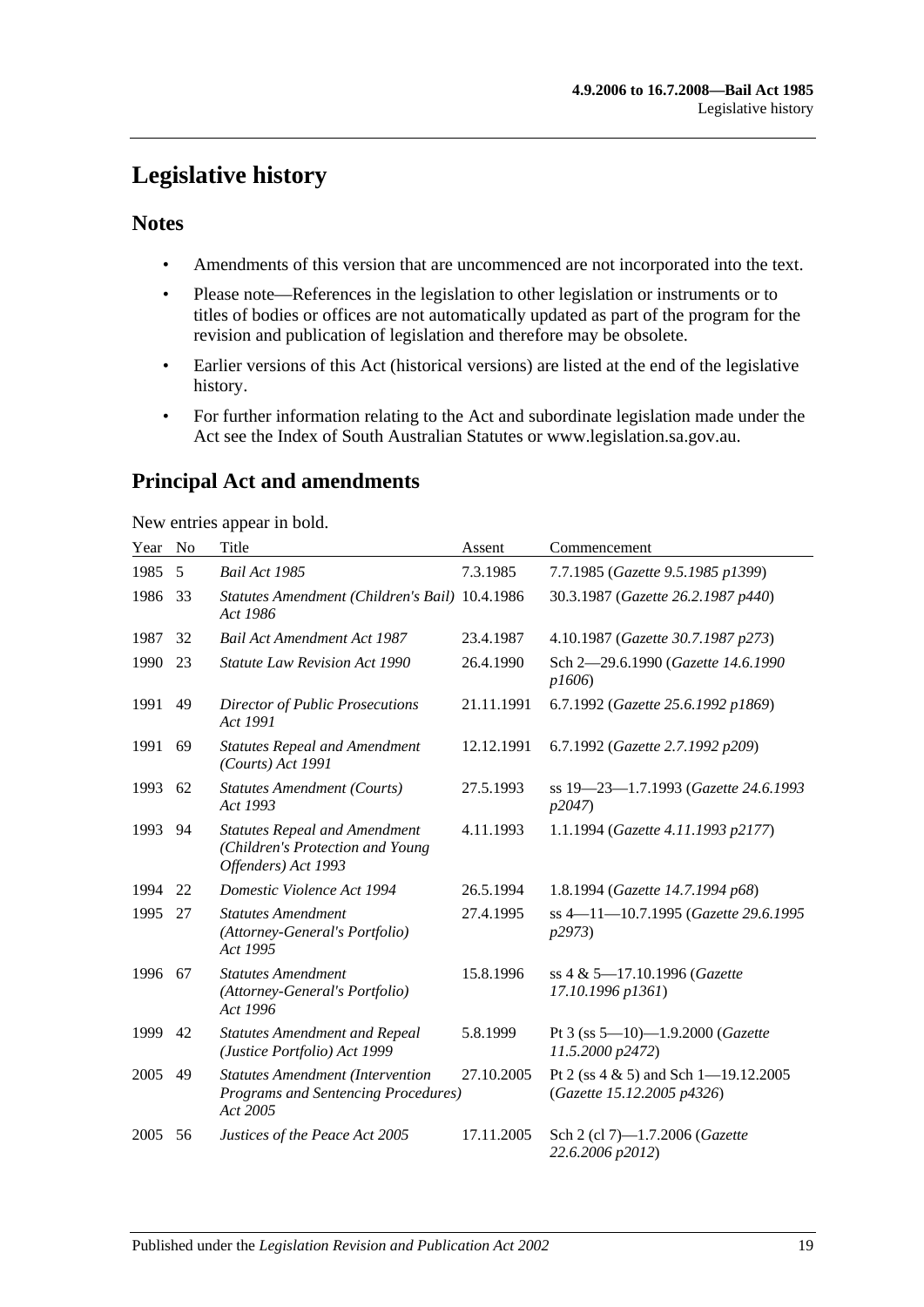# Legislative history

## Notes

- Amendments of this version that are uncommenced are not incorporated into the text.
- Please note—References in the legislation to other legislation or instruments or to titles of bodies or offices are not automatically updated as part of the program for the revision and publication of legislation and therefore may be obsolete.
- Earlier versions of this Act (historical versions) are listed at the end of the legislative history.
- For further information relating to the Act and subordinate legislation made under the Act see the Index of South Australian Statutes or www.legislation.sa.gov.au.

## Principal Act and amendments

New entries appear in bold.

| Year | No | Title | Assent | Commencement |
|---|---|---|---|---|
| 1985 | 5 | *Bail Act 1985* | 7.3.1985 | 7.7.1985 (*Gazette 9.5.1985 p1399*) |
| 1986 | 33 | *Statutes Amendment (Children's Bail) Act 1986* | 10.4.1986 | 30.3.1987 (*Gazette 26.2.1987 p440*) |
| 1987 | 32 | *Bail Act Amendment Act 1987* | 23.4.1987 | 4.10.1987 (*Gazette 30.7.1987 p273*) |
| 1990 | 23 | *Statute Law Revision Act 1990* | 26.4.1990 | Sch 2—29.6.1990 (*Gazette 14.6.1990 p1606*) |
| 1991 | 49 | *Director of Public Prosecutions Act 1991* | 21.11.1991 | 6.7.1992 (*Gazette 25.6.1992 p1869*) |
| 1991 | 69 | *Statutes Repeal and Amendment (Courts) Act 1991* | 12.12.1991 | 6.7.1992 (*Gazette 2.7.1992 p209*) |
| 1993 | 62 | *Statutes Amendment (Courts) Act 1993* | 27.5.1993 | ss 19—23—1.7.1993 (*Gazette 24.6.1993 p2047*) |
| 1993 | 94 | *Statutes Repeal and Amendment (Children's Protection and Young Offenders) Act 1993* | 4.11.1993 | 1.1.1994 (*Gazette 4.11.1993 p2177*) |
| 1994 | 22 | *Domestic Violence Act 1994* | 26.5.1994 | 1.8.1994 (*Gazette 14.7.1994 p68*) |
| 1995 | 27 | *Statutes Amendment (Attorney-General's Portfolio) Act 1995* | 27.4.1995 | ss 4—11—10.7.1995 (*Gazette 29.6.1995 p2973*) |
| 1996 | 67 | *Statutes Amendment (Attorney-General's Portfolio) Act 1996* | 15.8.1996 | ss 4 & 5—17.10.1996 (*Gazette 17.10.1996 p1361*) |
| 1999 | 42 | *Statutes Amendment and Repeal (Justice Portfolio) Act 1999* | 5.8.1999 | Pt 3 (ss 5—10)—1.9.2000 (*Gazette 11.5.2000 p2472*) |
| 2005 | 49 | *Statutes Amendment (Intervention Programs and Sentencing Procedures) Act 2005* | 27.10.2005 | Pt 2 (ss 4 & 5) and Sch 1—19.12.2005 (*Gazette 15.12.2005 p4326*) |
| 2005 | 56 | *Justices of the Peace Act 2005* | 17.11.2005 | Sch 2 (cl 7)—1.7.2006 (*Gazette 22.6.2006 p2012*) |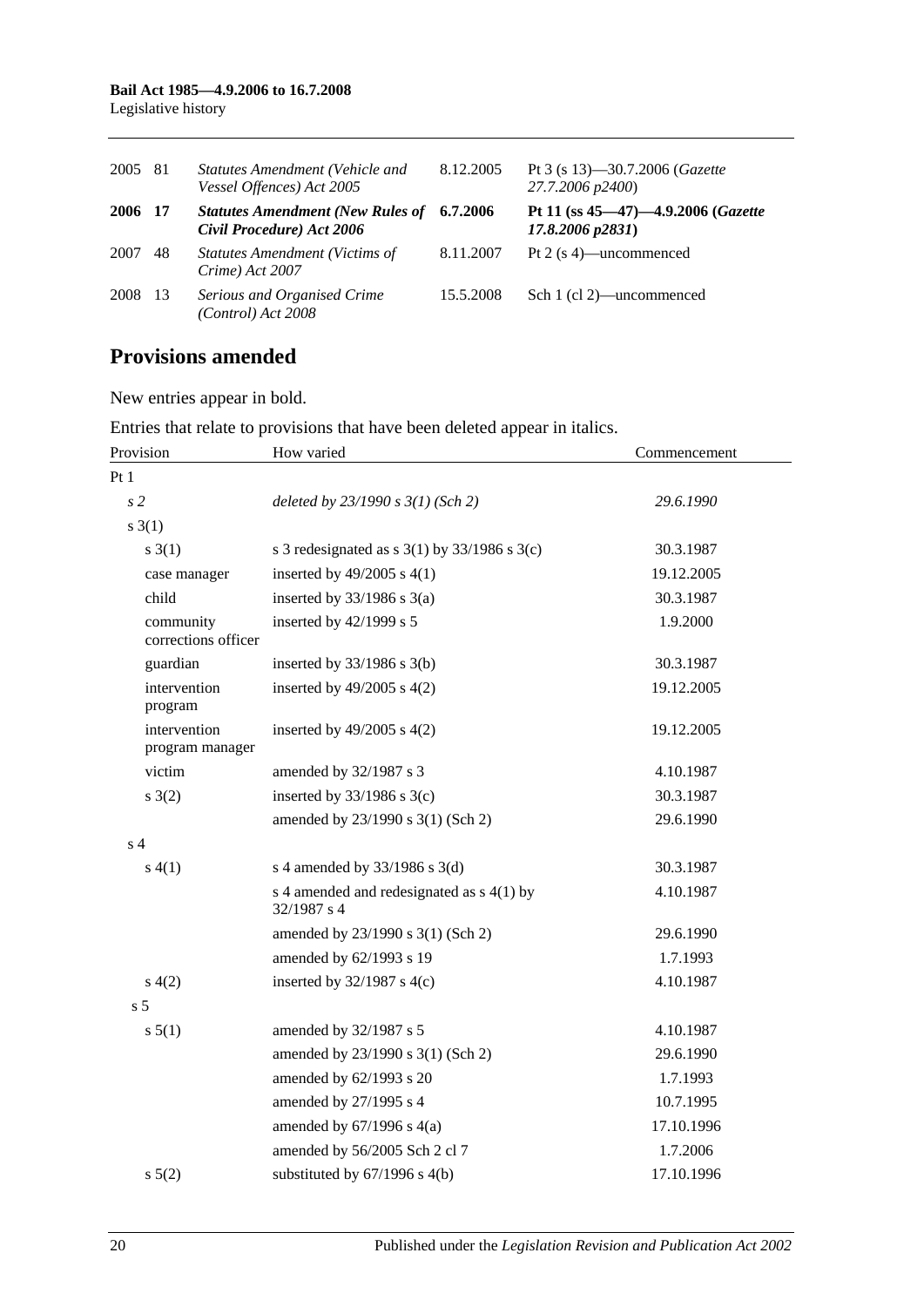| | | | | |
|---|---|---|---|---|
| 2005 | 81 | *Statutes Amendment (Vehicle and Vessel Offences) Act 2005* | 8.12.2005 | Pt 3 (s 13)—30.7.2006 (*Gazette 27.7.2006 p2400*) |
| **2006** | **17** | ***Statutes Amendment (New Rules of Civil Procedure) Act 2006*** | **6.7.2006** | **Pt 11 (ss 45—47)—4.9.2006 (*Gazette 17.8.2006 p2831*)** |
| 2007 | 48 | *Statutes Amendment (Victims of Crime) Act 2007* | 8.11.2007 | Pt 2 (s 4)—uncommenced |
| 2008 | 13 | *Serious and Organised Crime (Control) Act 2008* | 15.5.2008 | Sch 1 (cl 2)—uncommenced |

## Provisions amended

New entries appear in bold.

Entries that relate to provisions that have been deleted appear in italics.

| Provision | How varied | Commencement |
|---|---|---|
| Pt 1 | | |
| *s 2* | *deleted by 23/1990 s 3(1) (Sch 2)* | *29.6.1990* |
| s 3(1) | | |
| s 3(1) | s 3 redesignated as s 3(1) by 33/1986 s 3(c) | 30.3.1987 |
| case manager | inserted by 49/2005 s 4(1) | 19.12.2005 |
| child | inserted by 33/1986 s 3(a) | 30.3.1987 |
| community corrections officer | inserted by 42/1999 s 5 | 1.9.2000 |
| guardian | inserted by 33/1986 s 3(b) | 30.3.1987 |
| intervention program | inserted by 49/2005 s 4(2) | 19.12.2005 |
| intervention program manager | inserted by 49/2005 s 4(2) | 19.12.2005 |
| victim | amended by 32/1987 s 3 | 4.10.1987 |
| s 3(2) | inserted by 33/1986 s 3(c) | 30.3.1987 |
| | amended by 23/1990 s 3(1) (Sch 2) | 29.6.1990 |
| s 4 | | |
| s 4(1) | s 4 amended by 33/1986 s 3(d) | 30.3.1987 |
| | s 4 amended and redesignated as s 4(1) by 32/1987 s 4 | 4.10.1987 |
| | amended by 23/1990 s 3(1) (Sch 2) | 29.6.1990 |
| | amended by 62/1993 s 19 | 1.7.1993 |
| s 4(2) | inserted by 32/1987 s 4(c) | 4.10.1987 |
| s 5 | | |
| s 5(1) | amended by 32/1987 s 5 | 4.10.1987 |
| | amended by 23/1990 s 3(1) (Sch 2) | 29.6.1990 |
| | amended by 62/1993 s 20 | 1.7.1993 |
| | amended by 27/1995 s 4 | 10.7.1995 |
| | amended by 67/1996 s 4(a) | 17.10.1996 |
| | amended by 56/2005 Sch 2 cl 7 | 1.7.2006 |
| s 5(2) | substituted by 67/1996 s 4(b) | 17.10.1996 |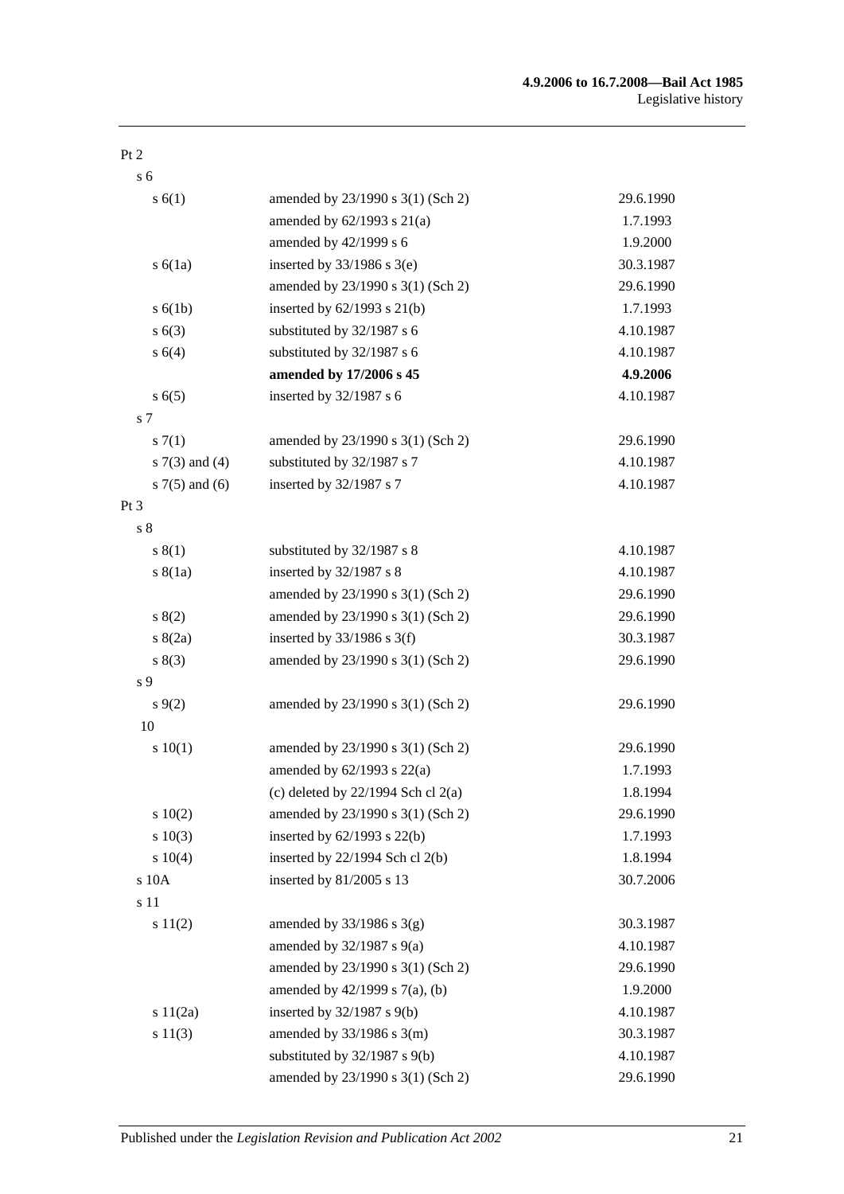| | | |
|---|---|---|
| Pt 2 | | |
| s 6 | | |
| s 6(1) | amended by 23/1990 s 3(1) (Sch 2) | 29.6.1990 |
| | amended by 62/1993 s 21(a) | 1.7.1993 |
| | amended by 42/1999 s 6 | 1.9.2000 |
| s 6(1a) | inserted by 33/1986 s 3(e) | 30.3.1987 |
| | amended by 23/1990 s 3(1) (Sch 2) | 29.6.1990 |
| s 6(1b) | inserted by 62/1993 s 21(b) | 1.7.1993 |
| s 6(3) | substituted by 32/1987 s 6 | 4.10.1987 |
| s 6(4) | substituted by 32/1987 s 6 | 4.10.1987 |
| | **amended by 17/2006 s 45** | **4.9.2006** |
| s 6(5) | inserted by 32/1987 s 6 | 4.10.1987 |
| s 7 | | |
| s 7(1) | amended by 23/1990 s 3(1) (Sch 2) | 29.6.1990 |
| s 7(3) and (4) | substituted by 32/1987 s 7 | 4.10.1987 |
| s 7(5) and (6) | inserted by 32/1987 s 7 | 4.10.1987 |
| Pt 3 | | |
| s 8 | | |
| s 8(1) | substituted by 32/1987 s 8 | 4.10.1987 |
| s 8(1a) | inserted by 32/1987 s 8 | 4.10.1987 |
| | amended by 23/1990 s 3(1) (Sch 2) | 29.6.1990 |
| s 8(2) | amended by 23/1990 s 3(1) (Sch 2) | 29.6.1990 |
| s 8(2a) | inserted by 33/1986 s 3(f) | 30.3.1987 |
| s 8(3) | amended by 23/1990 s 3(1) (Sch 2) | 29.6.1990 |
| s 9 | | |
| s 9(2) | amended by 23/1990 s 3(1) (Sch 2) | 29.6.1990 |
| 10 | | |
| s 10(1) | amended by 23/1990 s 3(1) (Sch 2) | 29.6.1990 |
| | amended by 62/1993 s 22(a) | 1.7.1993 |
| | (c) deleted by 22/1994 Sch cl 2(a) | 1.8.1994 |
| s 10(2) | amended by 23/1990 s 3(1) (Sch 2) | 29.6.1990 |
| s 10(3) | inserted by 62/1993 s 22(b) | 1.7.1993 |
| s 10(4) | inserted by 22/1994 Sch cl 2(b) | 1.8.1994 |
| s 10A | inserted by 81/2005 s 13 | 30.7.2006 |
| s 11 | | |
| s 11(2) | amended by 33/1986 s 3(g) | 30.3.1987 |
| | amended by 32/1987 s 9(a) | 4.10.1987 |
| | amended by 23/1990 s 3(1) (Sch 2) | 29.6.1990 |
| | amended by 42/1999 s 7(a), (b) | 1.9.2000 |
| s 11(2a) | inserted by 32/1987 s 9(b) | 4.10.1987 |
| s 11(3) | amended by 33/1986 s 3(m) | 30.3.1987 |
| | substituted by 32/1987 s 9(b) | 4.10.1987 |
| | amended by 23/1990 s 3(1) (Sch 2) | 29.6.1990 |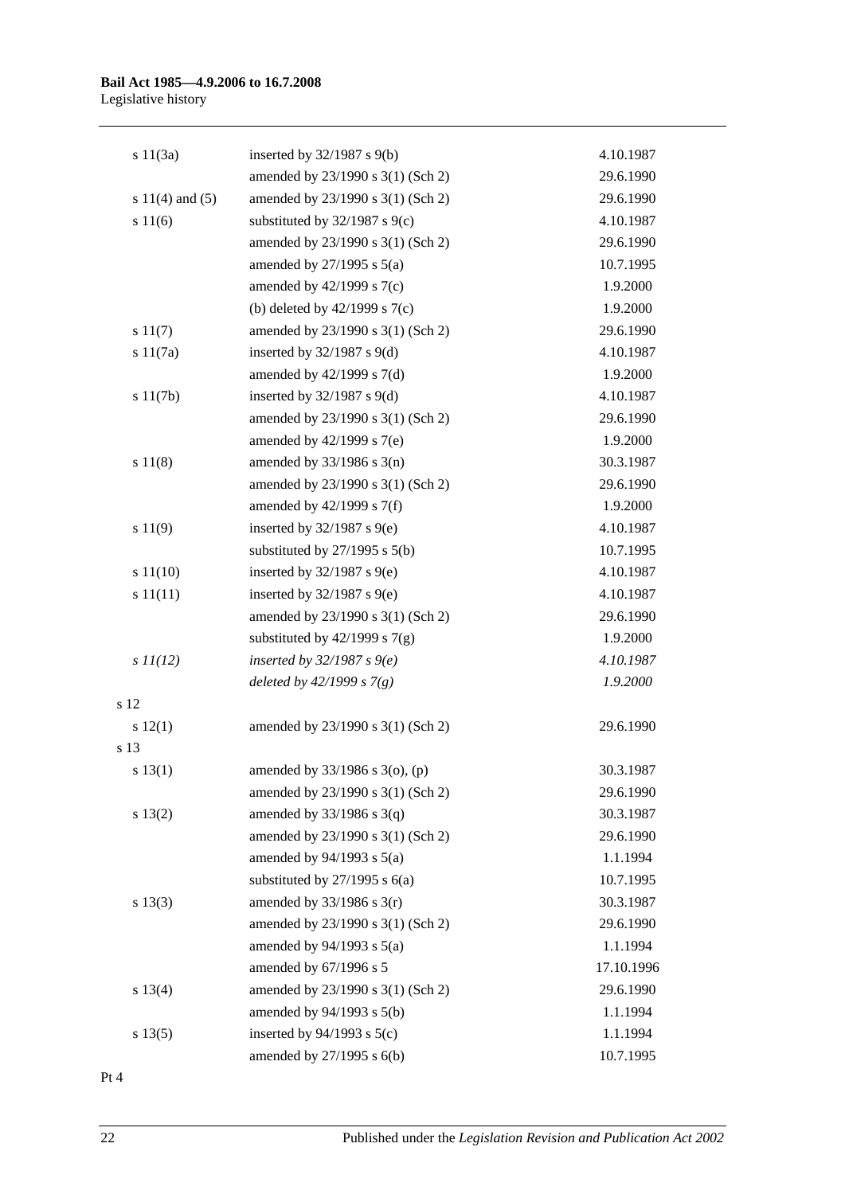| | | |
|---|---|---|
| s 11(3a) | inserted by 32/1987 s 9(b) | 4.10.1987 |
| | amended by 23/1990 s 3(1) (Sch 2) | 29.6.1990 |
| s 11(4) and (5) | amended by 23/1990 s 3(1) (Sch 2) | 29.6.1990 |
| s 11(6) | substituted by 32/1987 s 9(c) | 4.10.1987 |
| | amended by 23/1990 s 3(1) (Sch 2) | 29.6.1990 |
| | amended by 27/1995 s 5(a) | 10.7.1995 |
| | amended by 42/1999 s 7(c) | 1.9.2000 |
| | (b) deleted by 42/1999 s 7(c) | 1.9.2000 |
| s 11(7) | amended by 23/1990 s 3(1) (Sch 2) | 29.6.1990 |
| s 11(7a) | inserted by 32/1987 s 9(d) | 4.10.1987 |
| | amended by 42/1999 s 7(d) | 1.9.2000 |
| s 11(7b) | inserted by 32/1987 s 9(d) | 4.10.1987 |
| | amended by 23/1990 s 3(1) (Sch 2) | 29.6.1990 |
| | amended by 42/1999 s 7(e) | 1.9.2000 |
| s 11(8) | amended by 33/1986 s 3(n) | 30.3.1987 |
| | amended by 23/1990 s 3(1) (Sch 2) | 29.6.1990 |
| | amended by 42/1999 s 7(f) | 1.9.2000 |
| s 11(9) | inserted by 32/1987 s 9(e) | 4.10.1987 |
| | substituted by 27/1995 s 5(b) | 10.7.1995 |
| s 11(10) | inserted by 32/1987 s 9(e) | 4.10.1987 |
| s 11(11) | inserted by 32/1987 s 9(e) | 4.10.1987 |
| | amended by 23/1990 s 3(1) (Sch 2) | 29.6.1990 |
| | substituted by 42/1999 s 7(g) | 1.9.2000 |
| *s 11(12)* | *inserted by 32/1987 s 9(e)* | *4.10.1987* |
| | *deleted by 42/1999 s 7(g)* | *1.9.2000* |
| s 12 | | |
| s 12(1) | amended by 23/1990 s 3(1) (Sch 2) | 29.6.1990 |
| s 13 | | |
| s 13(1) | amended by 33/1986 s 3(o), (p) | 30.3.1987 |
| | amended by 23/1990 s 3(1) (Sch 2) | 29.6.1990 |
| s 13(2) | amended by 33/1986 s 3(q) | 30.3.1987 |
| | amended by 23/1990 s 3(1) (Sch 2) | 29.6.1990 |
| | amended by 94/1993 s 5(a) | 1.1.1994 |
| | substituted by 27/1995 s 6(a) | 10.7.1995 |
| s 13(3) | amended by 33/1986 s 3(r) | 30.3.1987 |
| | amended by 23/1990 s 3(1) (Sch 2) | 29.6.1990 |
| | amended by 94/1993 s 5(a) | 1.1.1994 |
| | amended by 67/1996 s 5 | 17.10.1996 |
| s 13(4) | amended by 23/1990 s 3(1) (Sch 2) | 29.6.1990 |
| | amended by 94/1993 s 5(b) | 1.1.1994 |
| s 13(5) | inserted by 94/1993 s 5(c) | 1.1.1994 |
| | amended by 27/1995 s 6(b) | 10.7.1995 |
| Pt 4 | | |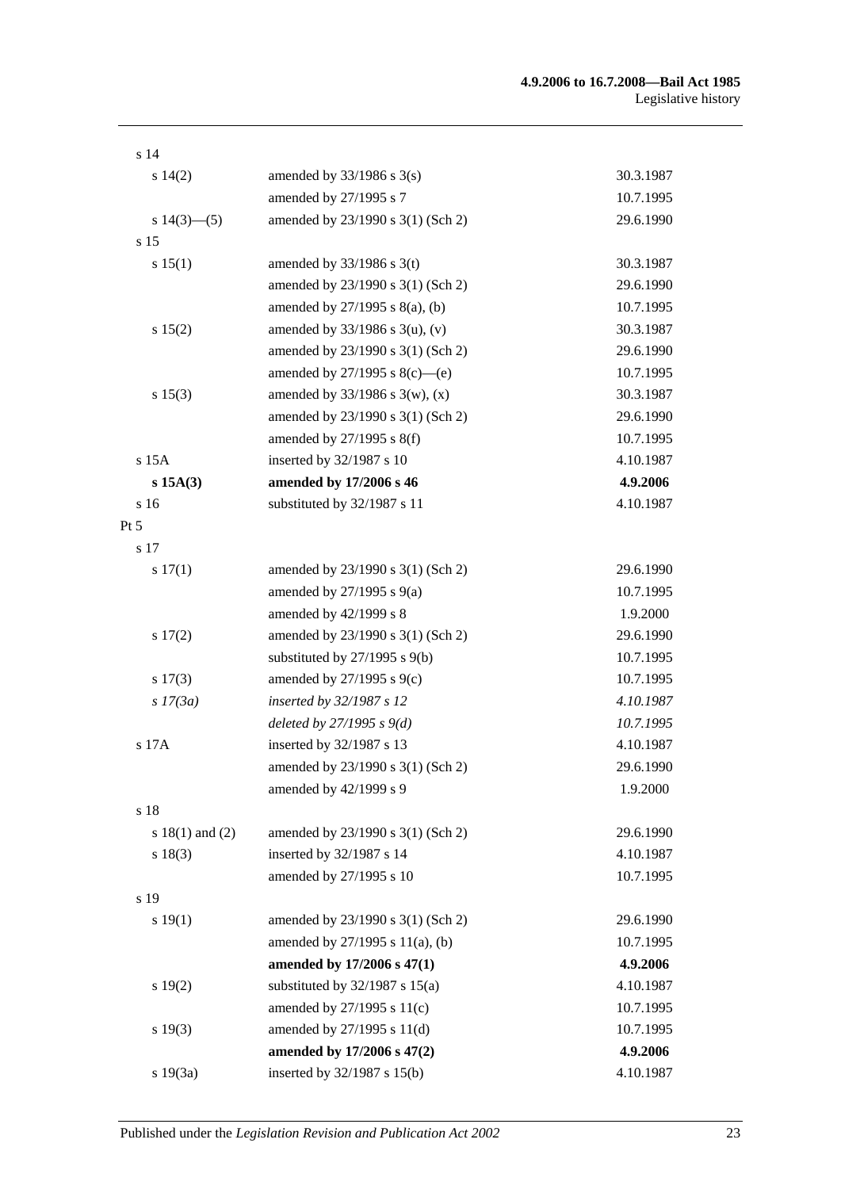| | | |
|---|---|---|
| s 14 | | |
| s 14(2) | amended by 33/1986 s 3(s) | 30.3.1987 |
| | amended by 27/1995 s 7 | 10.7.1995 |
| s 14(3)—(5) | amended by 23/1990 s 3(1) (Sch 2) | 29.6.1990 |
| s 15 | | |
| s 15(1) | amended by 33/1986 s 3(t) | 30.3.1987 |
| | amended by 23/1990 s 3(1) (Sch 2) | 29.6.1990 |
| | amended by 27/1995 s 8(a), (b) | 10.7.1995 |
| s 15(2) | amended by 33/1986 s 3(u), (v) | 30.3.1987 |
| | amended by 23/1990 s 3(1) (Sch 2) | 29.6.1990 |
| | amended by 27/1995 s 8(c)—(e) | 10.7.1995 |
| s 15(3) | amended by 33/1986 s 3(w), (x) | 30.3.1987 |
| | amended by 23/1990 s 3(1) (Sch 2) | 29.6.1990 |
| | amended by 27/1995 s 8(f) | 10.7.1995 |
| s 15A | inserted by 32/1987 s 10 | 4.10.1987 |
| **s 15A(3)** | **amended by 17/2006 s 46** | **4.9.2006** |
| s 16 | substituted by 32/1987 s 11 | 4.10.1987 |
| Pt 5 | | |
| s 17 | | |
| s 17(1) | amended by 23/1990 s 3(1) (Sch 2) | 29.6.1990 |
| | amended by 27/1995 s 9(a) | 10.7.1995 |
| | amended by 42/1999 s 8 | 1.9.2000 |
| s 17(2) | amended by 23/1990 s 3(1) (Sch 2) | 29.6.1990 |
| | substituted by 27/1995 s 9(b) | 10.7.1995 |
| s 17(3) | amended by 27/1995 s 9(c) | 10.7.1995 |
| *s 17(3a)* | *inserted by 32/1987 s 12* | *4.10.1987* |
| | *deleted by 27/1995 s 9(d)* | *10.7.1995* |
| s 17A | inserted by 32/1987 s 13 | 4.10.1987 |
| | amended by 23/1990 s 3(1) (Sch 2) | 29.6.1990 |
| | amended by 42/1999 s 9 | 1.9.2000 |
| s 18 | | |
| s 18(1) and (2) | amended by 23/1990 s 3(1) (Sch 2) | 29.6.1990 |
| s 18(3) | inserted by 32/1987 s 14 | 4.10.1987 |
| | amended by 27/1995 s 10 | 10.7.1995 |
| s 19 | | |
| s 19(1) | amended by 23/1990 s 3(1) (Sch 2) | 29.6.1990 |
| | amended by 27/1995 s 11(a), (b) | 10.7.1995 |
| | **amended by 17/2006 s 47(1)** | **4.9.2006** |
| s 19(2) | substituted by 32/1987 s 15(a) | 4.10.1987 |
| | amended by 27/1995 s 11(c) | 10.7.1995 |
| s 19(3) | amended by 27/1995 s 11(d) | 10.7.1995 |
| | **amended by 17/2006 s 47(2)** | **4.9.2006** |
| s 19(3a) | inserted by 32/1987 s 15(b) | 4.10.1987 |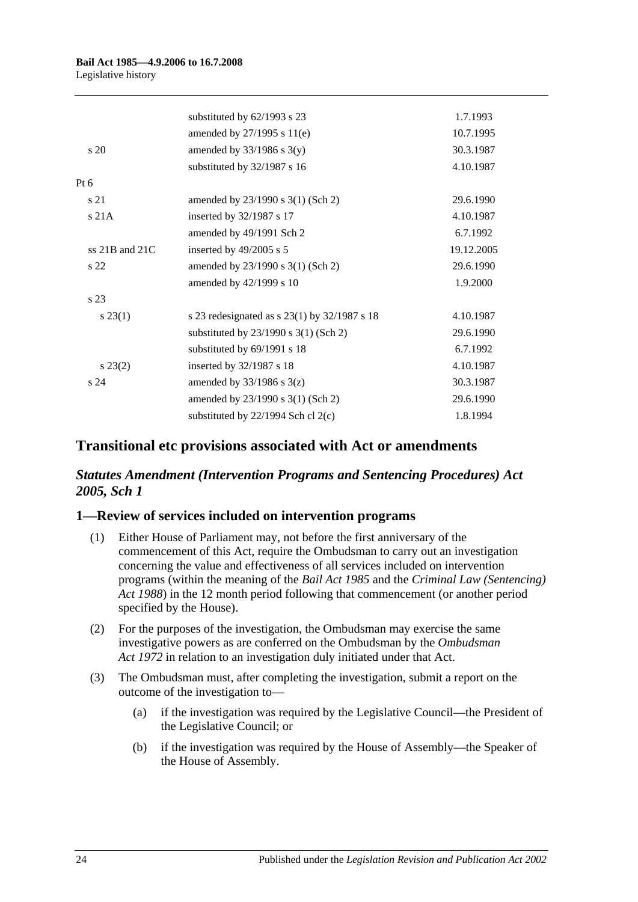| | | |
|---|---|---|
| | substituted by 62/1993 s 23 | 1.7.1993 |
| | amended by 27/1995 s 11(e) | 10.7.1995 |
| s 20 | amended by 33/1986 s 3(y) | 30.3.1987 |
| | substituted by 32/1987 s 16 | 4.10.1987 |
| Pt 6 | | |
| s 21 | amended by 23/1990 s 3(1) (Sch 2) | 29.6.1990 |
| s 21A | inserted by 32/1987 s 17 | 4.10.1987 |
| | amended by 49/1991 Sch 2 | 6.7.1992 |
| ss 21B and 21C | inserted by 49/2005 s 5 | 19.12.2005 |
| s 22 | amended by 23/1990 s 3(1) (Sch 2) | 29.6.1990 |
| | amended by 42/1999 s 10 | 1.9.2000 |
| s 23 | | |
| s 23(1) | s 23 redesignated as s 23(1) by 32/1987 s 18 | 4.10.1987 |
| | substituted by 23/1990 s 3(1) (Sch 2) | 29.6.1990 |
| | substituted by 69/1991 s 18 | 6.7.1992 |
| s 23(2) | inserted by 32/1987 s 18 | 4.10.1987 |
| s 24 | amended by 33/1986 s 3(z) | 30.3.1987 |
| | amended by 23/1990 s 3(1) (Sch 2) | 29.6.1990 |
| | substituted by 22/1994 Sch cl 2(c) | 1.8.1994 |

## Transitional etc provisions associated with Act or amendments

### *Statutes Amendment (Intervention Programs and Sentencing Procedures) Act 2005, Sch 1*

### 1—Review of services included on intervention programs

(1) Either House of Parliament may, not before the first anniversary of the commencement of this Act, require the Ombudsman to carry out an investigation concerning the value and effectiveness of all services included on intervention programs (within the meaning of the *Bail Act 1985* and the *Criminal Law (Sentencing) Act 1988*) in the 12 month period following that commencement (or another period specified by the House).

(2) For the purposes of the investigation, the Ombudsman may exercise the same investigative powers as are conferred on the Ombudsman by the *Ombudsman Act 1972* in relation to an investigation duly initiated under that Act.

(3) The Ombudsman must, after completing the investigation, submit a report on the outcome of the investigation to—

(a) if the investigation was required by the Legislative Council—the President of the Legislative Council; or

(b) if the investigation was required by the House of Assembly—the Speaker of the House of Assembly.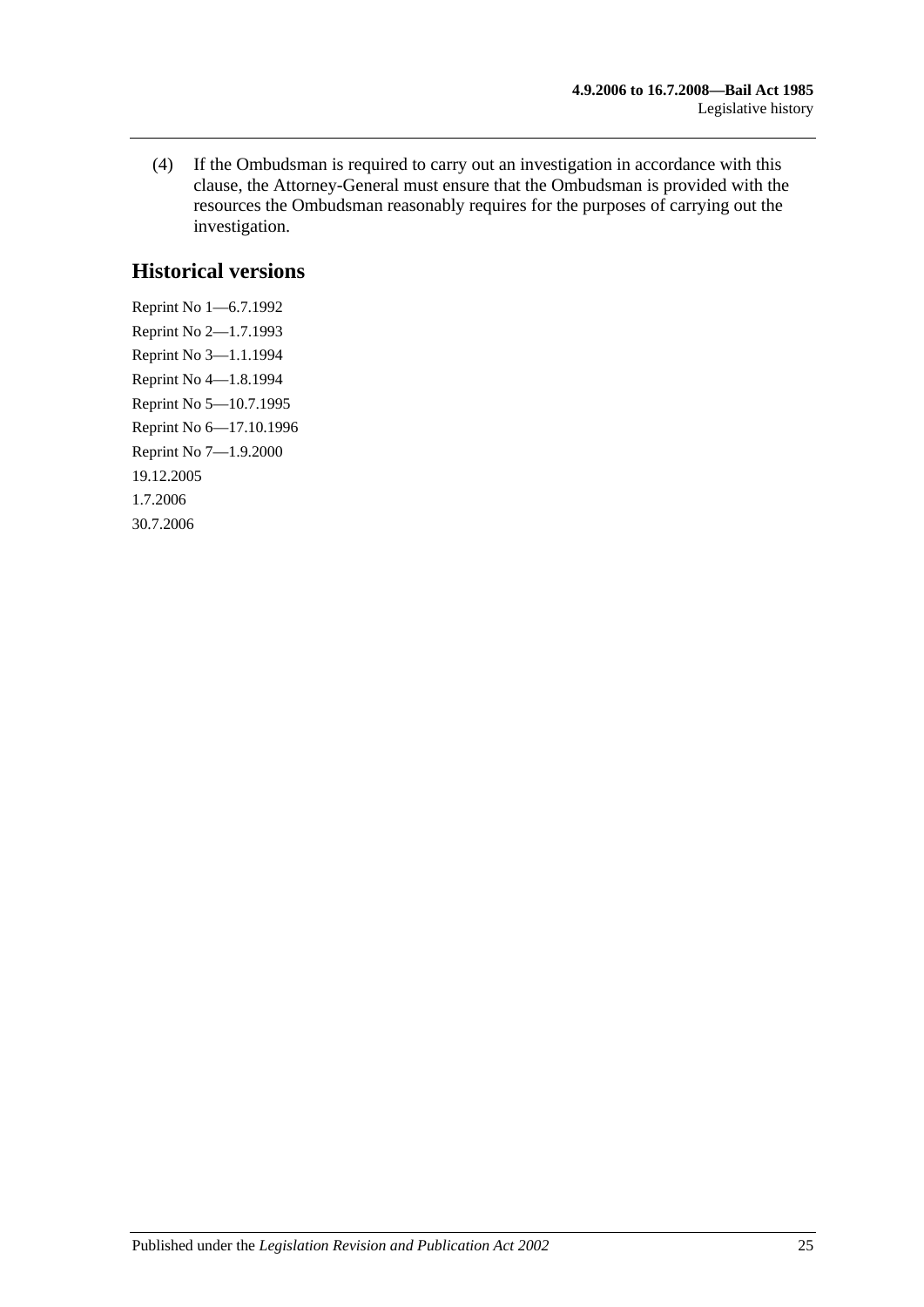(4) If the Ombudsman is required to carry out an investigation in accordance with this clause, the Attorney-General must ensure that the Ombudsman is provided with the resources the Ombudsman reasonably requires for the purposes of carrying out the investigation.

## Historical versions

Reprint No 1—6.7.1992

Reprint No 2—1.7.1993

Reprint No 3—1.1.1994

Reprint No 4—1.8.1994

Reprint No 5—10.7.1995

Reprint No 6—17.10.1996

Reprint No 7—1.9.2000

19.12.2005

1.7.2006

30.7.2006